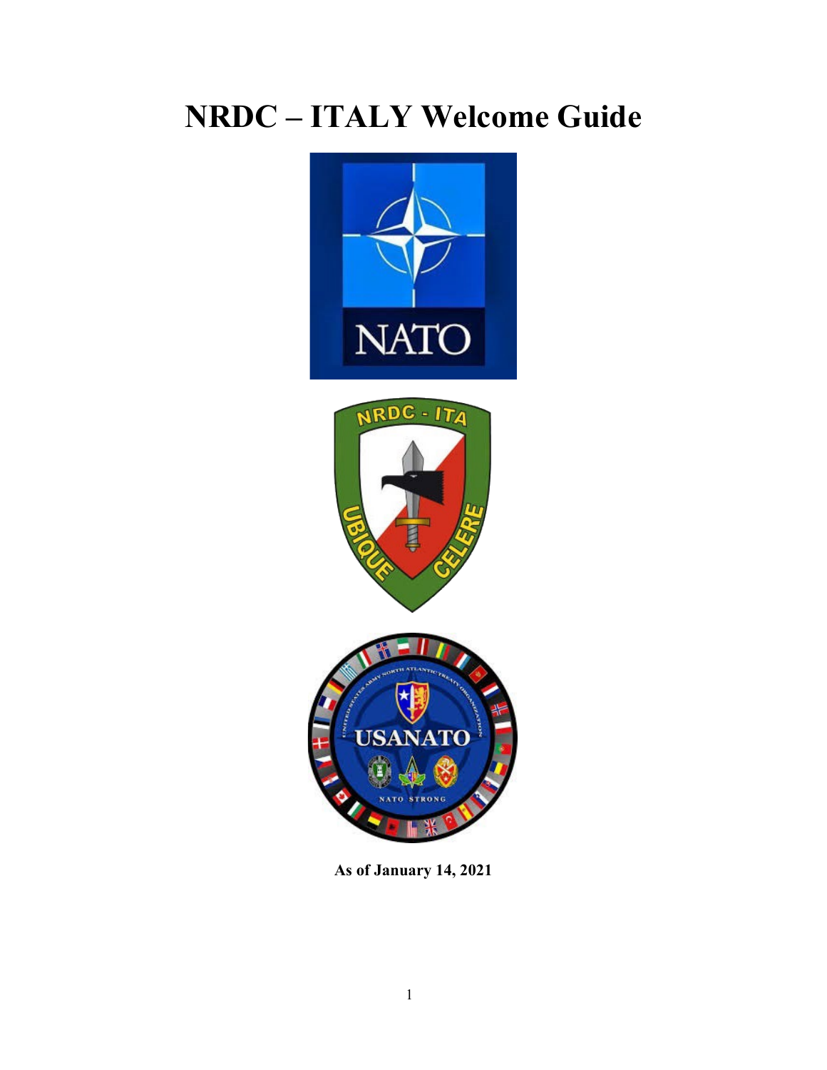# NRDC – ITALY Welcome Guide

**As of January 14, 2021**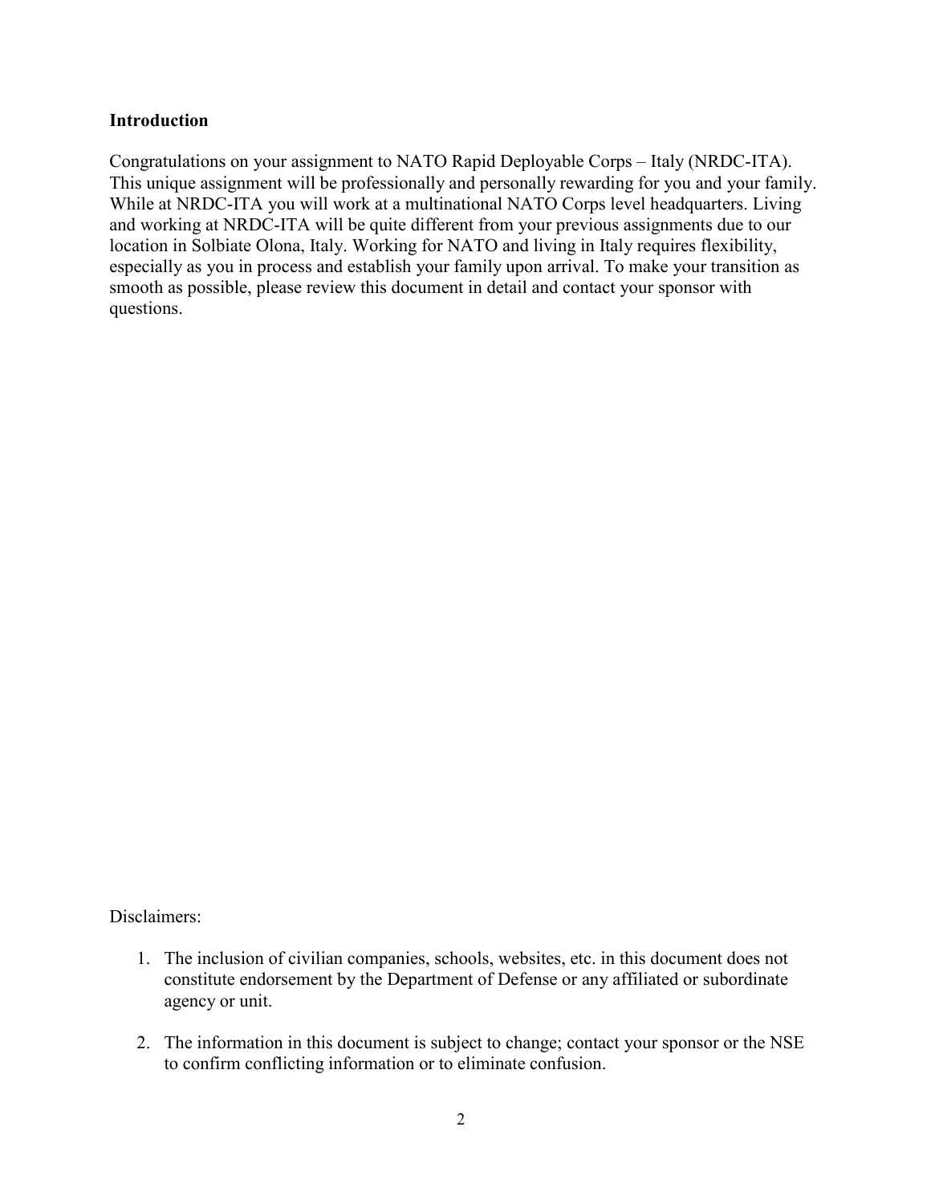## Introduction

Congratulations on your assignment to NATO Rapid Deployable Corps – Italy (NRDC-ITA). This unique assignment will be professionally and personally rewarding for you and your family. While at NRDC-ITA you will work at a multinational NATO Corps level headquarters. Living and working at NRDC-ITA will be quite different from your previous assignments due to our location in Solbiate Olona, Italy. Working for NATO and living in Italy requires flexibility, especially as you in process and establish your family upon arrival. To make your transition as smooth as possible, please review this document in detail and contact your sponsor with questions.

Disclaimers:

1. The inclusion of civilian companies, schools, websites, etc. in this document does not constitute endorsement by the Department of Defense or any affiliated or subordinate agency or unit.

2. The information in this document is subject to change; contact your sponsor or the NSE to confirm conflicting information or to eliminate confusion.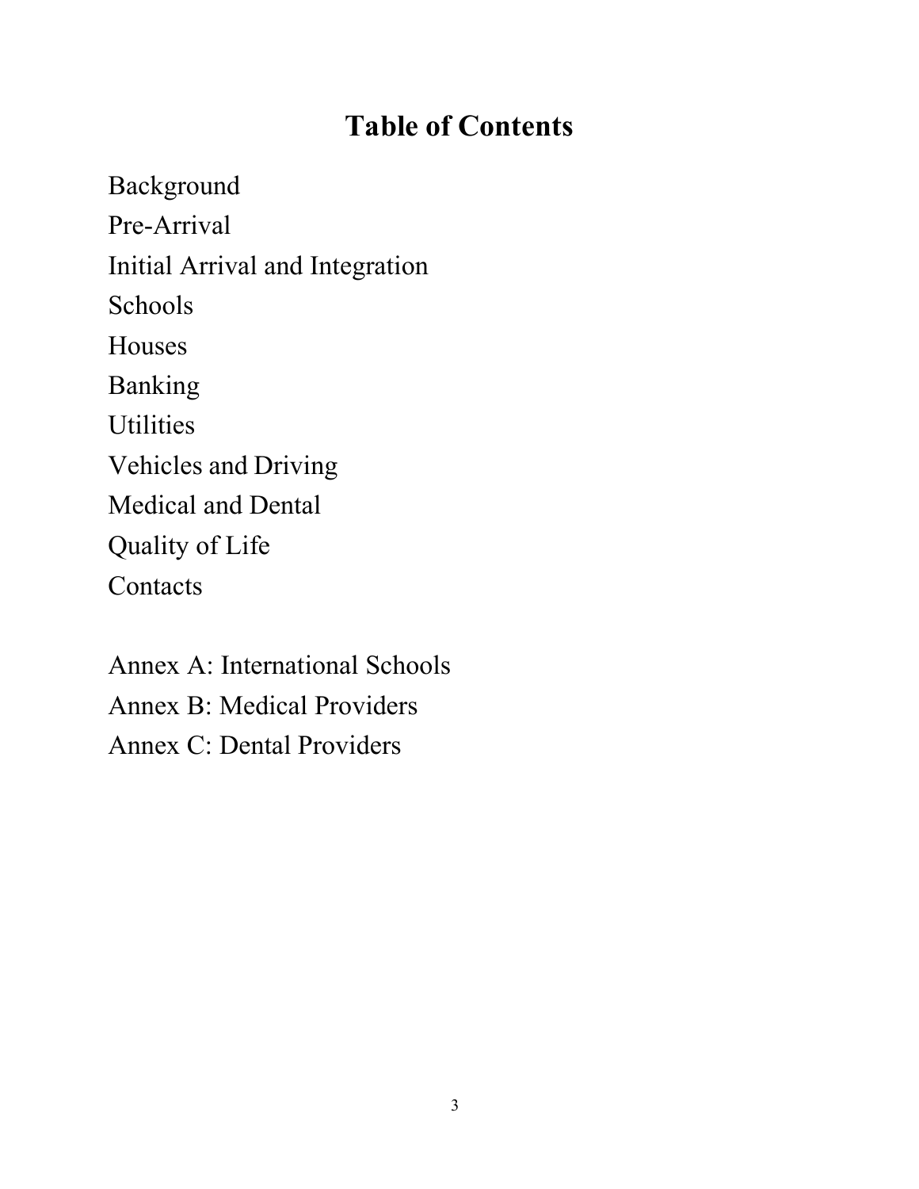# Table of Contents

Background
Pre-Arrival
Initial Arrival and Integration
Schools
Houses
Banking
Utilities
Vehicles and Driving
Medical and Dental
Quality of Life
Contacts

Annex A: International Schools
Annex B: Medical Providers
Annex C: Dental Providers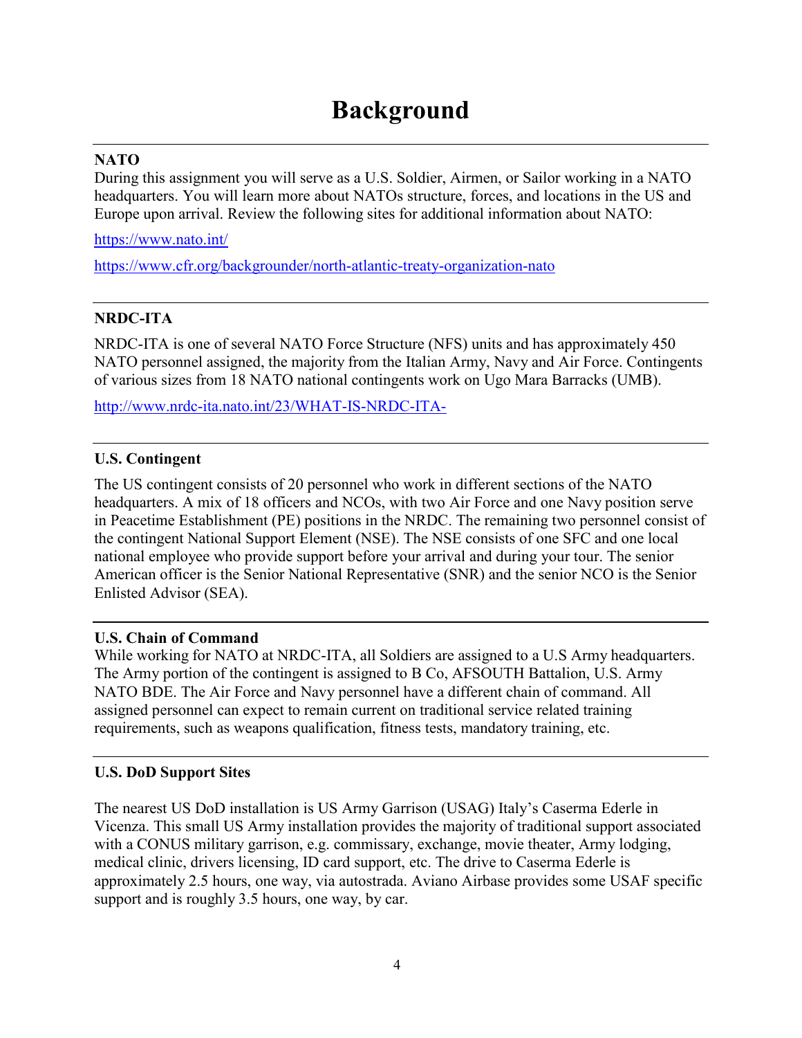# Background

**NATO**

During this assignment you will serve as a U.S. Soldier, Airmen, or Sailor working in a NATO headquarters. You will learn more about NATOs structure, forces, and locations in the US and Europe upon arrival. Review the following sites for additional information about NATO:

https://www.nato.int/

https://www.cfr.org/backgrounder/north-atlantic-treaty-organization-nato

**NRDC-ITA**

NRDC-ITA is one of several NATO Force Structure (NFS) units and has approximately 450 NATO personnel assigned, the majority from the Italian Army, Navy and Air Force. Contingents of various sizes from 18 NATO national contingents work on Ugo Mara Barracks (UMB).

http://www.nrdc-ita.nato.int/23/WHAT-IS-NRDC-ITA-

**U.S. Contingent**

The US contingent consists of 20 personnel who work in different sections of the NATO headquarters. A mix of 18 officers and NCOs, with two Air Force and one Navy position serve in Peacetime Establishment (PE) positions in the NRDC. The remaining two personnel consist of the contingent National Support Element (NSE). The NSE consists of one SFC and one local national employee who provide support before your arrival and during your tour. The senior American officer is the Senior National Representative (SNR) and the senior NCO is the Senior Enlisted Advisor (SEA).

**U.S. Chain of Command**

While working for NATO at NRDC-ITA, all Soldiers are assigned to a U.S Army headquarters. The Army portion of the contingent is assigned to B Co, AFSOUTH Battalion, U.S. Army NATO BDE. The Air Force and Navy personnel have a different chain of command. All assigned personnel can expect to remain current on traditional service related training requirements, such as weapons qualification, fitness tests, mandatory training, etc.

**U.S. DoD Support Sites**

The nearest US DoD installation is US Army Garrison (USAG) Italy's Caserma Ederle in Vicenza. This small US Army installation provides the majority of traditional support associated with a CONUS military garrison, e.g. commissary, exchange, movie theater, Army lodging, medical clinic, drivers licensing, ID card support, etc. The drive to Caserma Ederle is approximately 2.5 hours, one way, via autostrada. Aviano Airbase provides some USAF specific support and is roughly 3.5 hours, one way, by car.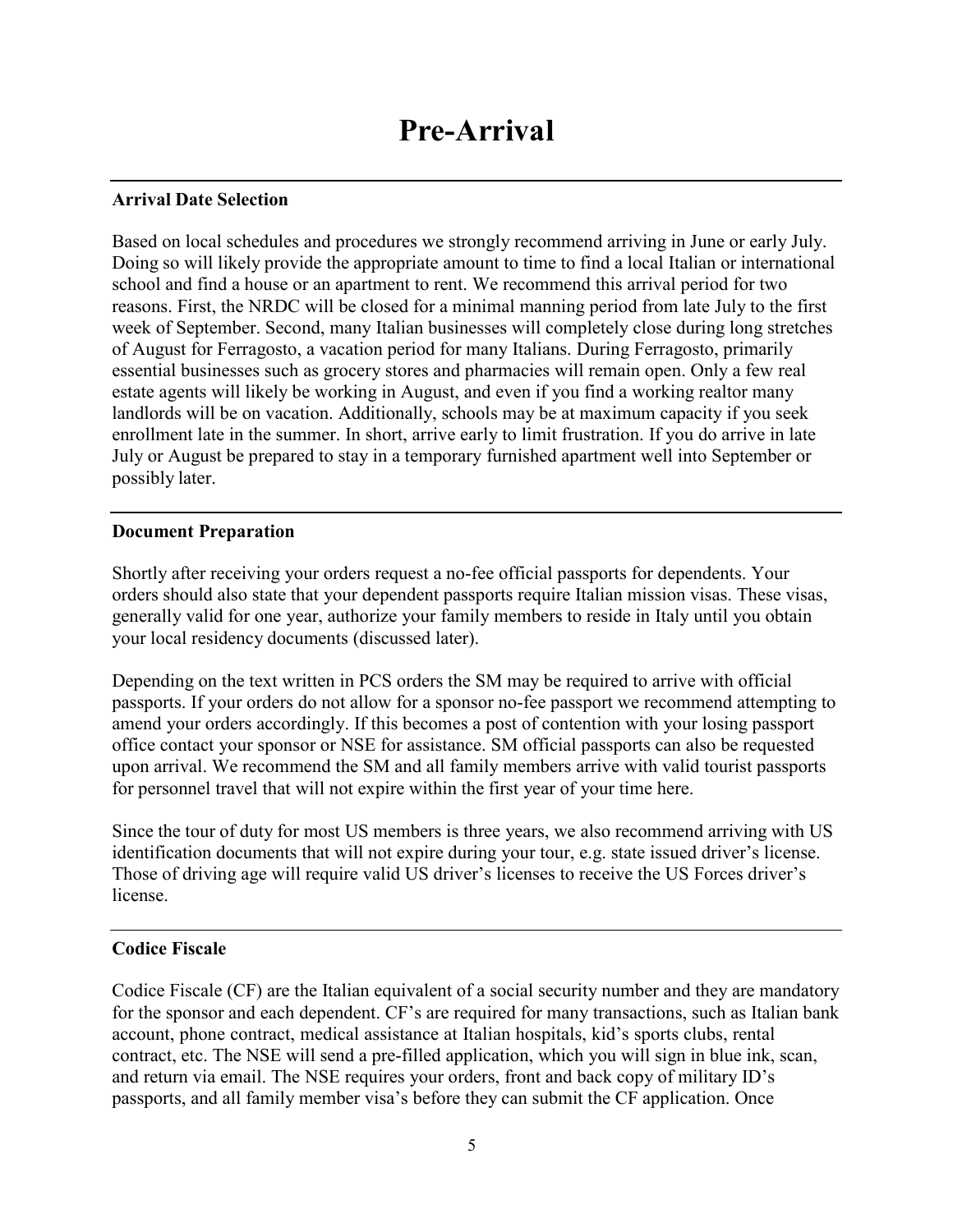# Pre-Arrival

### Arrival Date Selection

Based on local schedules and procedures we strongly recommend arriving in June or early July. Doing so will likely provide the appropriate amount to time to find a local Italian or international school and find a house or an apartment to rent. We recommend this arrival period for two reasons. First, the NRDC will be closed for a minimal manning period from late July to the first week of September. Second, many Italian businesses will completely close during long stretches of August for Ferragosto, a vacation period for many Italians. During Ferragosto, primarily essential businesses such as grocery stores and pharmacies will remain open. Only a few real estate agents will likely be working in August, and even if you find a working realtor many landlords will be on vacation. Additionally, schools may be at maximum capacity if you seek enrollment late in the summer. In short, arrive early to limit frustration. If you do arrive in late July or August be prepared to stay in a temporary furnished apartment well into September or possibly later.

### Document Preparation

Shortly after receiving your orders request a no-fee official passports for dependents. Your orders should also state that your dependent passports require Italian mission visas. These visas, generally valid for one year, authorize your family members to reside in Italy until you obtain your local residency documents (discussed later).

Depending on the text written in PCS orders the SM may be required to arrive with official passports. If your orders do not allow for a sponsor no-fee passport we recommend attempting to amend your orders accordingly. If this becomes a post of contention with your losing passport office contact your sponsor or NSE for assistance. SM official passports can also be requested upon arrival. We recommend the SM and all family members arrive with valid tourist passports for personnel travel that will not expire within the first year of your time here.

Since the tour of duty for most US members is three years, we also recommend arriving with US identification documents that will not expire during your tour, e.g. state issued driver's license. Those of driving age will require valid US driver's licenses to receive the US Forces driver's license.

### Codice Fiscale

Codice Fiscale (CF) are the Italian equivalent of a social security number and they are mandatory for the sponsor and each dependent. CF's are required for many transactions, such as Italian bank account, phone contract, medical assistance at Italian hospitals, kid's sports clubs, rental contract, etc. The NSE will send a pre-filled application, which you will sign in blue ink, scan, and return via email. The NSE requires your orders, front and back copy of military ID's passports, and all family member visa's before they can submit the CF application. Once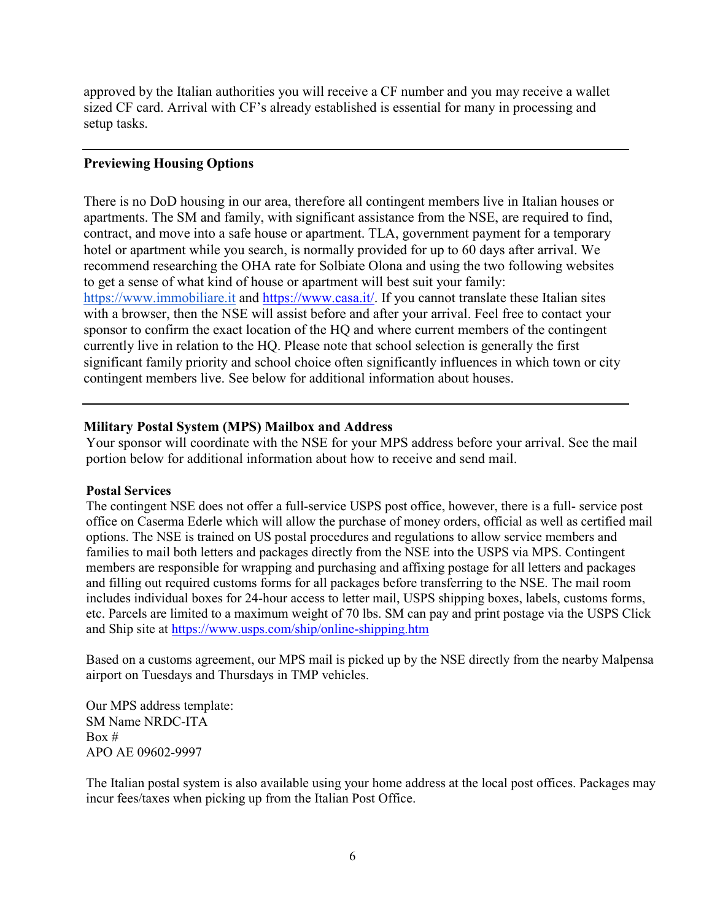approved by the Italian authorities you will receive a CF number and you may receive a wallet sized CF card. Arrival with CF's already established is essential for many in processing and setup tasks.

---

**Previewing Housing Options**

There is no DoD housing in our area, therefore all contingent members live in Italian houses or apartments. The SM and family, with significant assistance from the NSE, are required to find, contract, and move into a safe house or apartment. TLA, government payment for a temporary hotel or apartment while you search, is normally provided for up to 60 days after arrival. We recommend researching the OHA rate for Solbiate Olona and using the two following websites to get a sense of what kind of house or apartment will best suit your family: https://www.immobiliare.it and https://www.casa.it/. If you cannot translate these Italian sites with a browser, then the NSE will assist before and after your arrival. Feel free to contact your sponsor to confirm the exact location of the HQ and where current members of the contingent currently live in relation to the HQ. Please note that school selection is generally the first significant family priority and school choice often significantly influences in which town or city contingent members live. See below for additional information about houses.

---

**Military Postal System (MPS) Mailbox and Address**

Your sponsor will coordinate with the NSE for your MPS address before your arrival. See the mail portion below for additional information about how to receive and send mail.

**Postal Services**

The contingent NSE does not offer a full-service USPS post office, however, there is a full- service post office on Caserma Ederle which will allow the purchase of money orders, official as well as certified mail options. The NSE is trained on US postal procedures and regulations to allow service members and families to mail both letters and packages directly from the NSE into the USPS via MPS. Contingent members are responsible for wrapping and purchasing and affixing postage for all letters and packages and filling out required customs forms for all packages before transferring to the NSE. The mail room includes individual boxes for 24-hour access to letter mail, USPS shipping boxes, labels, customs forms, etc. Parcels are limited to a maximum weight of 70 lbs. SM can pay and print postage via the USPS Click and Ship site at https://www.usps.com/ship/online-shipping.htm

Based on a customs agreement, our MPS mail is picked up by the NSE directly from the nearby Malpensa airport on Tuesdays and Thursdays in TMP vehicles.

Our MPS address template:
SM Name NRDC-ITA
Box #
APO AE 09602-9997

The Italian postal system is also available using your home address at the local post offices. Packages may incur fees/taxes when picking up from the Italian Post Office.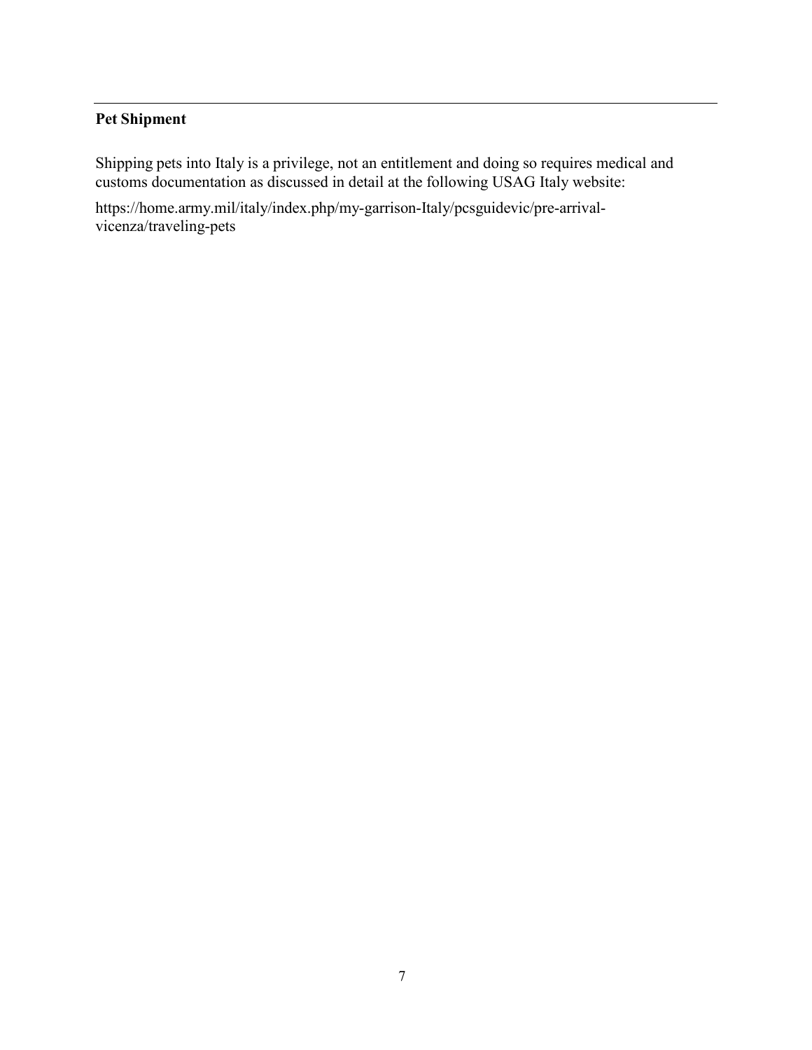## Pet Shipment

Shipping pets into Italy is a privilege, not an entitlement and doing so requires medical and customs documentation as discussed in detail at the following USAG Italy website:

https://home.army.mil/italy/index.php/my-garrison-Italy/pcsguidevic/pre-arrival-vicenza/traveling-pets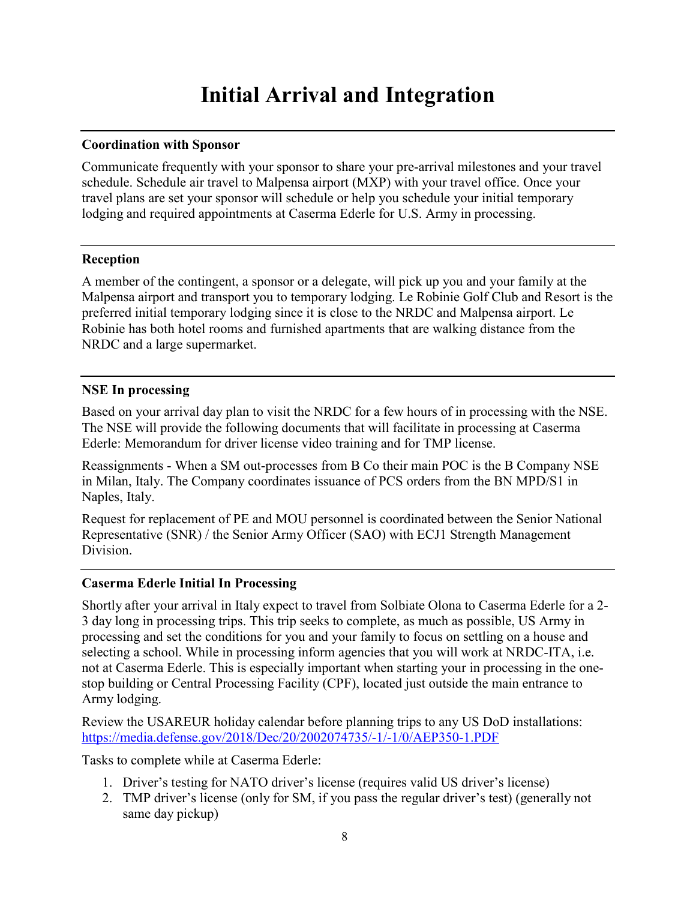# Initial Arrival and Integration

### Coordination with Sponsor

Communicate frequently with your sponsor to share your pre-arrival milestones and your travel schedule. Schedule air travel to Malpensa airport (MXP) with your travel office. Once your travel plans are set your sponsor will schedule or help you schedule your initial temporary lodging and required appointments at Caserma Ederle for U.S. Army in processing.

### Reception

A member of the contingent, a sponsor or a delegate, will pick up you and your family at the Malpensa airport and transport you to temporary lodging. Le Robinie Golf Club and Resort is the preferred initial temporary lodging since it is close to the NRDC and Malpensa airport. Le Robinie has both hotel rooms and furnished apartments that are walking distance from the NRDC and a large supermarket.

### NSE In processing

Based on your arrival day plan to visit the NRDC for a few hours of in processing with the NSE. The NSE will provide the following documents that will facilitate in processing at Caserma Ederle: Memorandum for driver license video training and for TMP license.

Reassignments - When a SM out-processes from B Co their main POC is the B Company NSE in Milan, Italy. The Company coordinates issuance of PCS orders from the BN MPD/S1 in Naples, Italy.

Request for replacement of PE and MOU personnel is coordinated between the Senior National Representative (SNR) / the Senior Army Officer (SAO) with ECJ1 Strength Management Division.

### Caserma Ederle Initial In Processing

Shortly after your arrival in Italy expect to travel from Solbiate Olona to Caserma Ederle for a 2-3 day long in processing trips. This trip seeks to complete, as much as possible, US Army in processing and set the conditions for you and your family to focus on settling on a house and selecting a school. While in processing inform agencies that you will work at NRDC-ITA, i.e. not at Caserma Ederle. This is especially important when starting your in processing in the one-stop building or Central Processing Facility (CPF), located just outside the main entrance to Army lodging.

Review the USAREUR holiday calendar before planning trips to any US DoD installations: https://media.defense.gov/2018/Dec/20/2002074735/-1/-1/0/AEP350-1.PDF

Tasks to complete while at Caserma Ederle:

1. Driver's testing for NATO driver's license (requires valid US driver's license)
2. TMP driver's license (only for SM, if you pass the regular driver's test) (generally not same day pickup)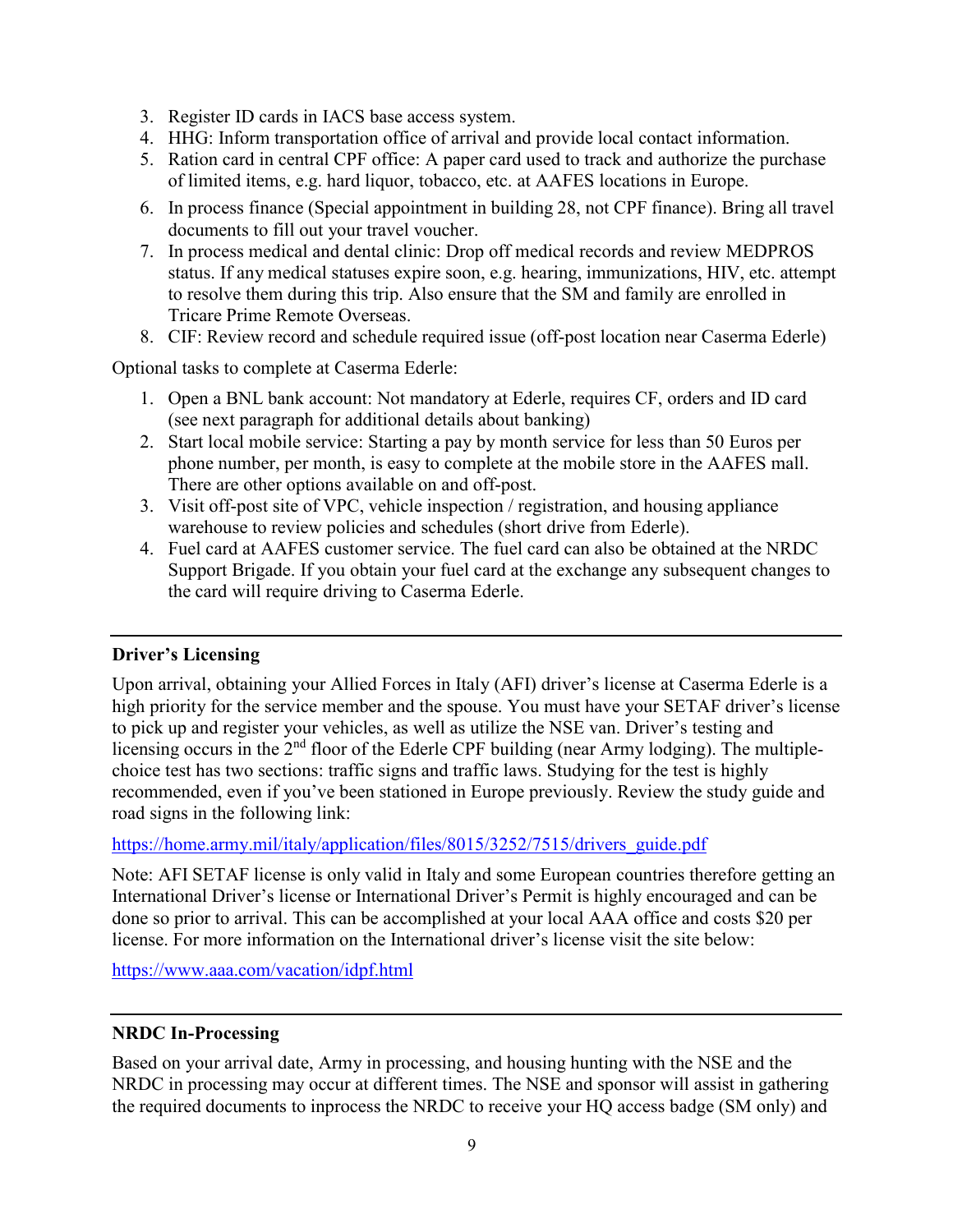3. Register ID cards in IACS base access system.
4. HHG: Inform transportation office of arrival and provide local contact information.
5. Ration card in central CPF office: A paper card used to track and authorize the purchase of limited items, e.g. hard liquor, tobacco, etc. at AAFES locations in Europe.
6. In process finance (Special appointment in building 28, not CPF finance). Bring all travel documents to fill out your travel voucher.
7. In process medical and dental clinic: Drop off medical records and review MEDPROS status. If any medical statuses expire soon, e.g. hearing, immunizations, HIV, etc. attempt to resolve them during this trip. Also ensure that the SM and family are enrolled in Tricare Prime Remote Overseas.
8. CIF: Review record and schedule required issue (off-post location near Caserma Ederle)

Optional tasks to complete at Caserma Ederle:

1. Open a BNL bank account: Not mandatory at Ederle, requires CF, orders and ID card (see next paragraph for additional details about banking)
2. Start local mobile service: Starting a pay by month service for less than 50 Euros per phone number, per month, is easy to complete at the mobile store in the AAFES mall. There are other options available on and off-post.
3. Visit off-post site of VPC, vehicle inspection / registration, and housing appliance warehouse to review policies and schedules (short drive from Ederle).
4. Fuel card at AAFES customer service. The fuel card can also be obtained at the NRDC Support Brigade. If you obtain your fuel card at the exchange any subsequent changes to the card will require driving to Caserma Ederle.

---

**Driver's Licensing**

Upon arrival, obtaining your Allied Forces in Italy (AFI) driver's license at Caserma Ederle is a high priority for the service member and the spouse. You must have your SETAF driver's license to pick up and register your vehicles, as well as utilize the NSE van. Driver's testing and licensing occurs in the 2nd floor of the Ederle CPF building (near Army lodging). The multiple-choice test has two sections: traffic signs and traffic laws. Studying for the test is highly recommended, even if you've been stationed in Europe previously. Review the study guide and road signs in the following link:

https://home.army.mil/italy/application/files/8015/3252/7515/drivers_guide.pdf

Note: AFI SETAF license is only valid in Italy and some European countries therefore getting an International Driver's license or International Driver's Permit is highly encouraged and can be done so prior to arrival. This can be accomplished at your local AAA office and costs $20 per license. For more information on the International driver's license visit the site below:

https://www.aaa.com/vacation/idpf.html

---

**NRDC In-Processing**

Based on your arrival date, Army in processing, and housing hunting with the NSE and the NRDC in processing may occur at different times. The NSE and sponsor will assist in gathering the required documents to inprocess the NRDC to receive your HQ access badge (SM only) and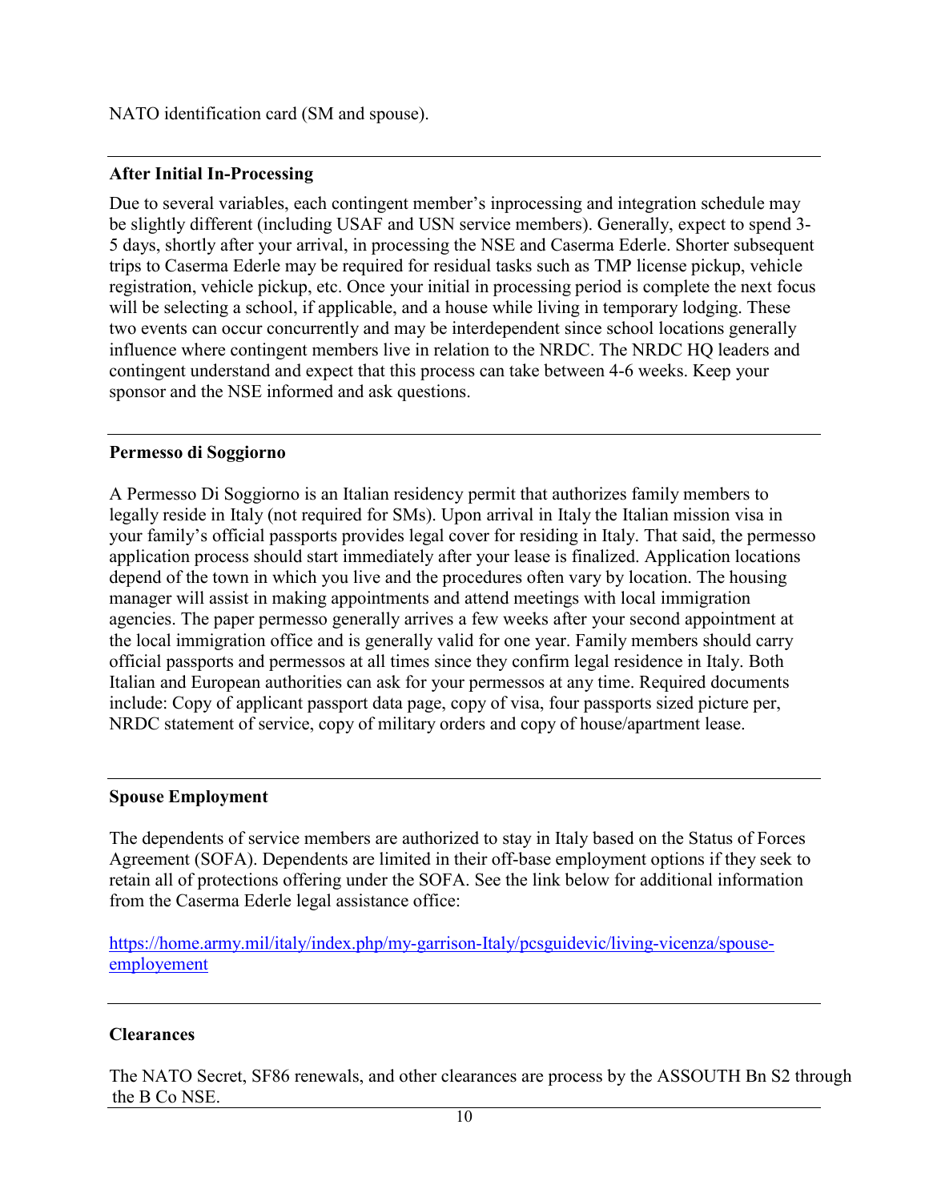NATO identification card (SM and spouse).

---

**After Initial In-Processing**

Due to several variables, each contingent member's inprocessing and integration schedule may be slightly different (including USAF and USN service members). Generally, expect to spend 3-5 days, shortly after your arrival, in processing the NSE and Caserma Ederle. Shorter subsequent trips to Caserma Ederle may be required for residual tasks such as TMP license pickup, vehicle registration, vehicle pickup, etc. Once your initial in processing period is complete the next focus will be selecting a school, if applicable, and a house while living in temporary lodging. These two events can occur concurrently and may be interdependent since school locations generally influence where contingent members live in relation to the NRDC. The NRDC HQ leaders and contingent understand and expect that this process can take between 4-6 weeks. Keep your sponsor and the NSE informed and ask questions.

---

**Permesso di Soggiorno**

A Permesso Di Soggiorno is an Italian residency permit that authorizes family members to legally reside in Italy (not required for SMs). Upon arrival in Italy the Italian mission visa in your family's official passports provides legal cover for residing in Italy. That said, the permesso application process should start immediately after your lease is finalized. Application locations depend of the town in which you live and the procedures often vary by location. The housing manager will assist in making appointments and attend meetings with local immigration agencies. The paper permesso generally arrives a few weeks after your second appointment at the local immigration office and is generally valid for one year. Family members should carry official passports and permessos at all times since they confirm legal residence in Italy. Both Italian and European authorities can ask for your permessos at any time. Required documents include: Copy of applicant passport data page, copy of visa, four passports sized picture per, NRDC statement of service, copy of military orders and copy of house/apartment lease.

---

**Spouse Employment**

The dependents of service members are authorized to stay in Italy based on the Status of Forces Agreement (SOFA). Dependents are limited in their off-base employment options if they seek to retain all of protections offering under the SOFA. See the link below for additional information from the Caserma Ederle legal assistance office:

https://home.army.mil/italy/index.php/my-garrison-Italy/pcsguidevic/living-vicenza/spouse-employement

---

**Clearances**

The NATO Secret, SF86 renewals, and other clearances are process by the ASSOUTH Bn S2 through the B Co NSE.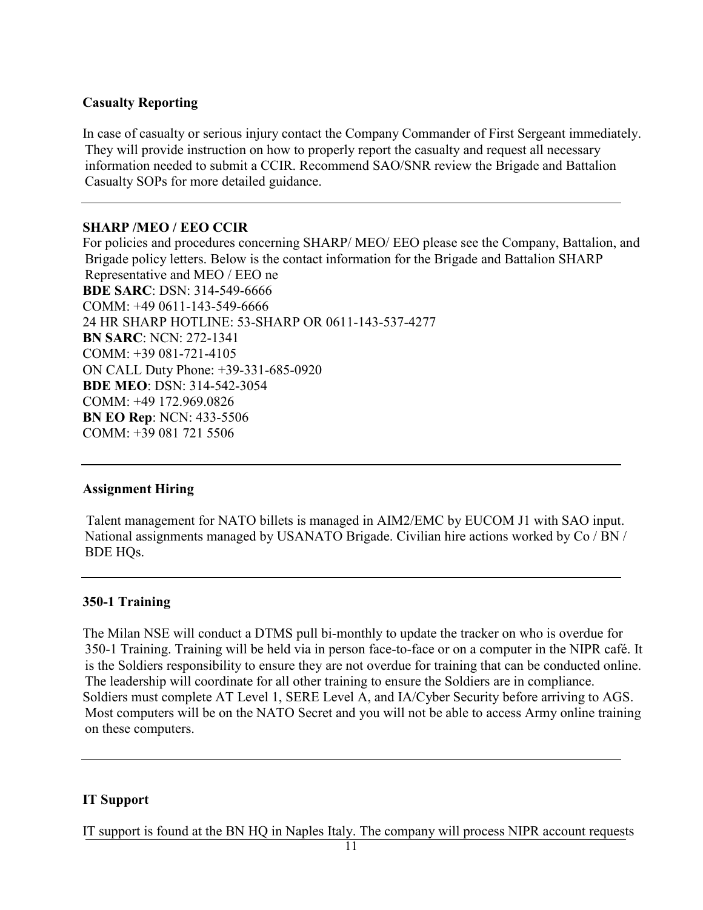**Casualty Reporting**

In case of casualty or serious injury contact the Company Commander of First Sergeant immediately. They will provide instruction on how to properly report the casualty and request all necessary information needed to submit a CCIR. Recommend SAO/SNR review the Brigade and Battalion Casualty SOPs for more detailed guidance.

---

**SHARP /MEO / EEO CCIR**

For policies and procedures concerning SHARP/ MEO/ EEO please see the Company, Battalion, and Brigade policy letters. Below is the contact information for the Brigade and Battalion SHARP Representative and MEO / EEO ne

**BDE SARC**: DSN: 314-549-6666
COMM: +49 0611-143-549-6666
24 HR SHARP HOTLINE: 53-SHARP OR 0611-143-537-4277
**BN SARC**: NCN: 272-1341
COMM: +39 081-721-4105
ON CALL Duty Phone: +39-331-685-0920
**BDE MEO**: DSN: 314-542-3054
COMM: +49 172.969.0826
**BN EO Rep**: NCN: 433-5506
COMM: +39 081 721 5506

---

**Assignment Hiring**

Talent management for NATO billets is managed in AIM2/EMC by EUCOM J1 with SAO input. National assignments managed by USANATO Brigade. Civilian hire actions worked by Co / BN / BDE HQs.

---

**350-1 Training**

The Milan NSE will conduct a DTMS pull bi-monthly to update the tracker on who is overdue for 350-1 Training. Training will be held via in person face-to-face or on a computer in the NIPR café. It is the Soldiers responsibility to ensure they are not overdue for training that can be conducted online. The leadership will coordinate for all other training to ensure the Soldiers are in compliance. Soldiers must complete AT Level 1, SERE Level A, and IA/Cyber Security before arriving to AGS. Most computers will be on the NATO Secret and you will not be able to access Army online training on these computers.

---

**IT Support**

IT support is found at the BN HQ in Naples Italy. The company will process NIPR account requests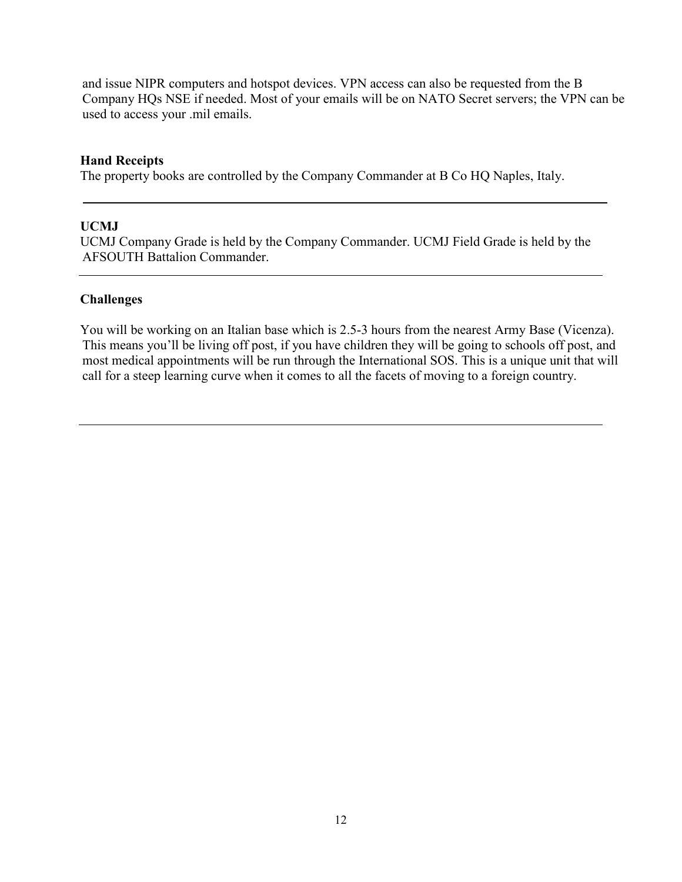and issue NIPR computers and hotspot devices. VPN access can also be requested from the B Company HQs NSE if needed. Most of your emails will be on NATO Secret servers; the VPN can be used to access your .mil emails.

**Hand Receipts**

The property books are controlled by the Company Commander at B Co HQ Naples, Italy.

---

**UCMJ**

UCMJ Company Grade is held by the Company Commander. UCMJ Field Grade is held by the AFSOUTH Battalion Commander.

---

**Challenges**

You will be working on an Italian base which is 2.5-3 hours from the nearest Army Base (Vicenza). This means you'll be living off post, if you have children they will be going to schools off post, and most medical appointments will be run through the International SOS. This is a unique unit that will call for a steep learning curve when it comes to all the facets of moving to a foreign country.

---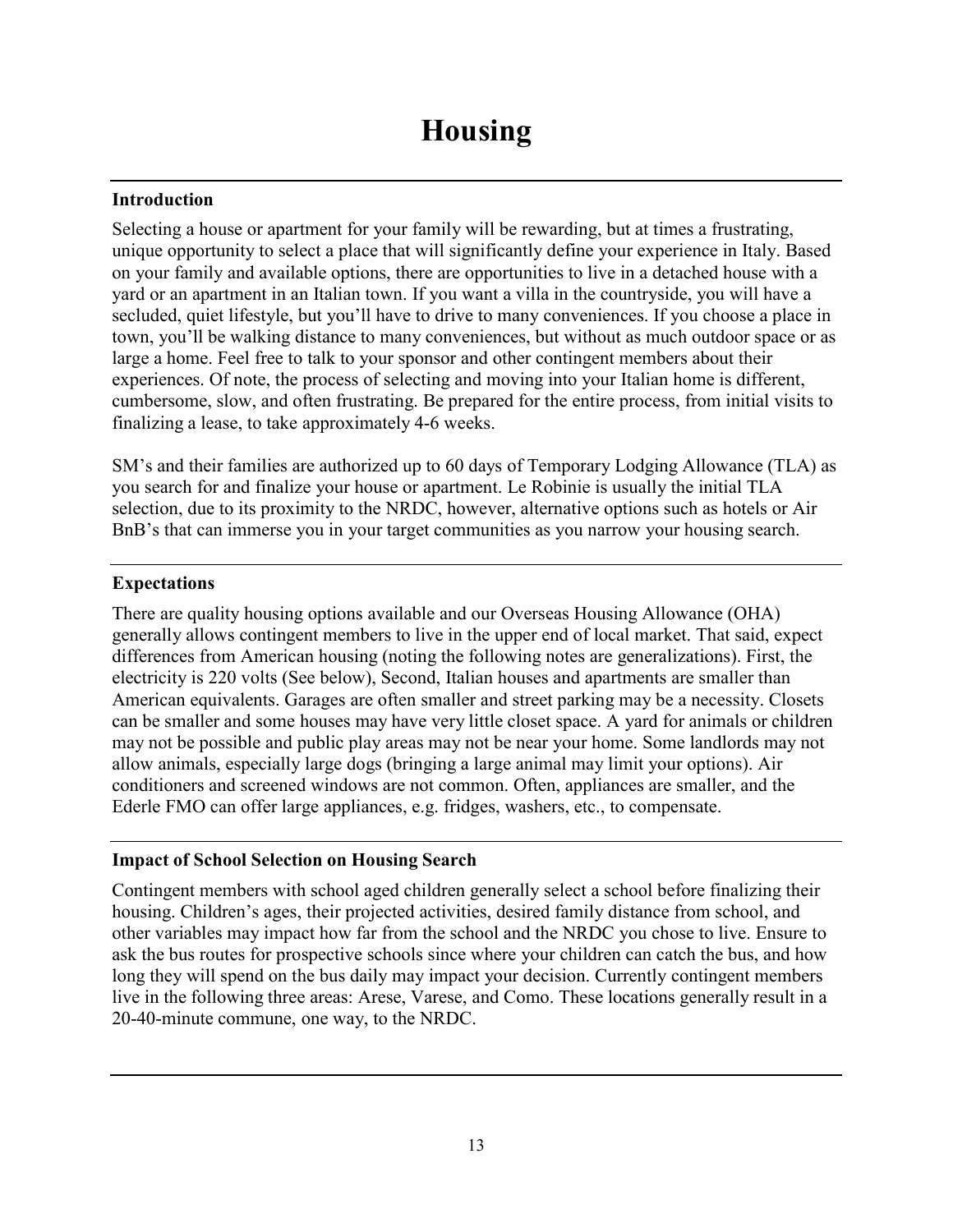# Housing

**Introduction**

Selecting a house or apartment for your family will be rewarding, but at times a frustrating, unique opportunity to select a place that will significantly define your experience in Italy. Based on your family and available options, there are opportunities to live in a detached house with a yard or an apartment in an Italian town. If you want a villa in the countryside, you will have a secluded, quiet lifestyle, but you'll have to drive to many conveniences. If you choose a place in town, you'll be walking distance to many conveniences, but without as much outdoor space or as large a home. Feel free to talk to your sponsor and other contingent members about their experiences. Of note, the process of selecting and moving into your Italian home is different, cumbersome, slow, and often frustrating. Be prepared for the entire process, from initial visits to finalizing a lease, to take approximately 4-6 weeks.

SM's and their families are authorized up to 60 days of Temporary Lodging Allowance (TLA) as you search for and finalize your house or apartment. Le Robinie is usually the initial TLA selection, due to its proximity to the NRDC, however, alternative options such as hotels or Air BnB's that can immerse you in your target communities as you narrow your housing search.

**Expectations**

There are quality housing options available and our Overseas Housing Allowance (OHA) generally allows contingent members to live in the upper end of local market. That said, expect differences from American housing (noting the following notes are generalizations). First, the electricity is 220 volts (See below), Second, Italian houses and apartments are smaller than American equivalents. Garages are often smaller and street parking may be a necessity. Closets can be smaller and some houses may have very little closet space. A yard for animals or children may not be possible and public play areas may not be near your home. Some landlords may not allow animals, especially large dogs (bringing a large animal may limit your options). Air conditioners and screened windows are not common. Often, appliances are smaller, and the Ederle FMO can offer large appliances, e.g. fridges, washers, etc., to compensate.

**Impact of School Selection on Housing Search**

Contingent members with school aged children generally select a school before finalizing their housing. Children's ages, their projected activities, desired family distance from school, and other variables may impact how far from the school and the NRDC you chose to live. Ensure to ask the bus routes for prospective schools since where your children can catch the bus, and how long they will spend on the bus daily may impact your decision. Currently contingent members live in the following three areas: Arese, Varese, and Como. These locations generally result in a 20-40-minute commune, one way, to the NRDC.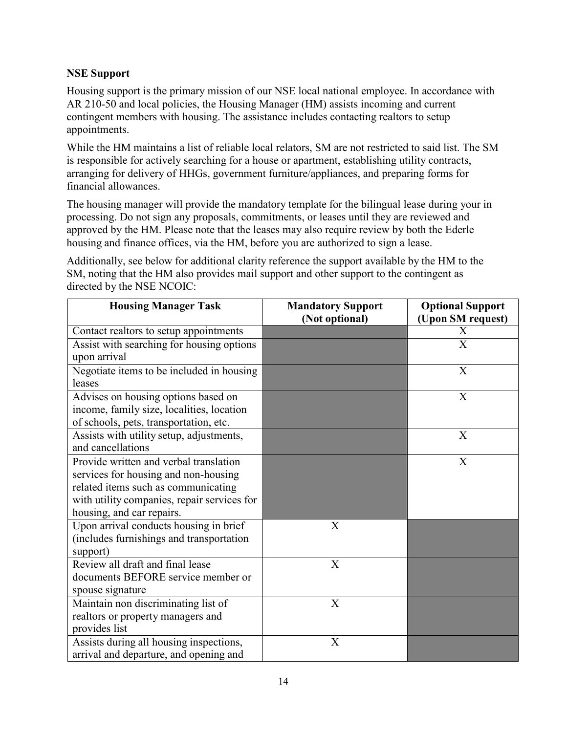**NSE Support**

Housing support is the primary mission of our NSE local national employee. In accordance with AR 210-50 and local policies, the Housing Manager (HM) assists incoming and current contingent members with housing. The assistance includes contacting realtors to setup appointments.

While the HM maintains a list of reliable local relators, SM are not restricted to said list. The SM is responsible for actively searching for a house or apartment, establishing utility contracts, arranging for delivery of HHGs, government furniture/appliances, and preparing forms for financial allowances.

The housing manager will provide the mandatory template for the bilingual lease during your in processing. Do not sign any proposals, commitments, or leases until they are reviewed and approved by the HM. Please note that the leases may also require review by both the Ederle housing and finance offices, via the HM, before you are authorized to sign a lease.

Additionally, see below for additional clarity reference the support available by the HM to the SM, noting that the HM also provides mail support and other support to the contingent as directed by the NSE NCOIC:

| Housing Manager Task | Mandatory Support (Not optional) | Optional Support (Upon SM request) |
|---|---|---|
| Contact realtors to setup appointments | | X |
| Assist with searching for housing options upon arrival | | X |
| Negotiate items to be included in housing leases | | X |
| Advises on housing options based on income, family size, localities, location of schools, pets, transportation, etc. | | X |
| Assists with utility setup, adjustments, and cancellations | | X |
| Provide written and verbal translation services for housing and non-housing related items such as communicating with utility companies, repair services for housing, and car repairs. | | X |
| Upon arrival conducts housing in brief (includes furnishings and transportation support) | X | |
| Review all draft and final lease documents BEFORE service member or spouse signature | X | |
| Maintain non discriminating list of realtors or property managers and provides list | X | |
| Assists during all housing inspections, arrival and departure, and opening and | X | |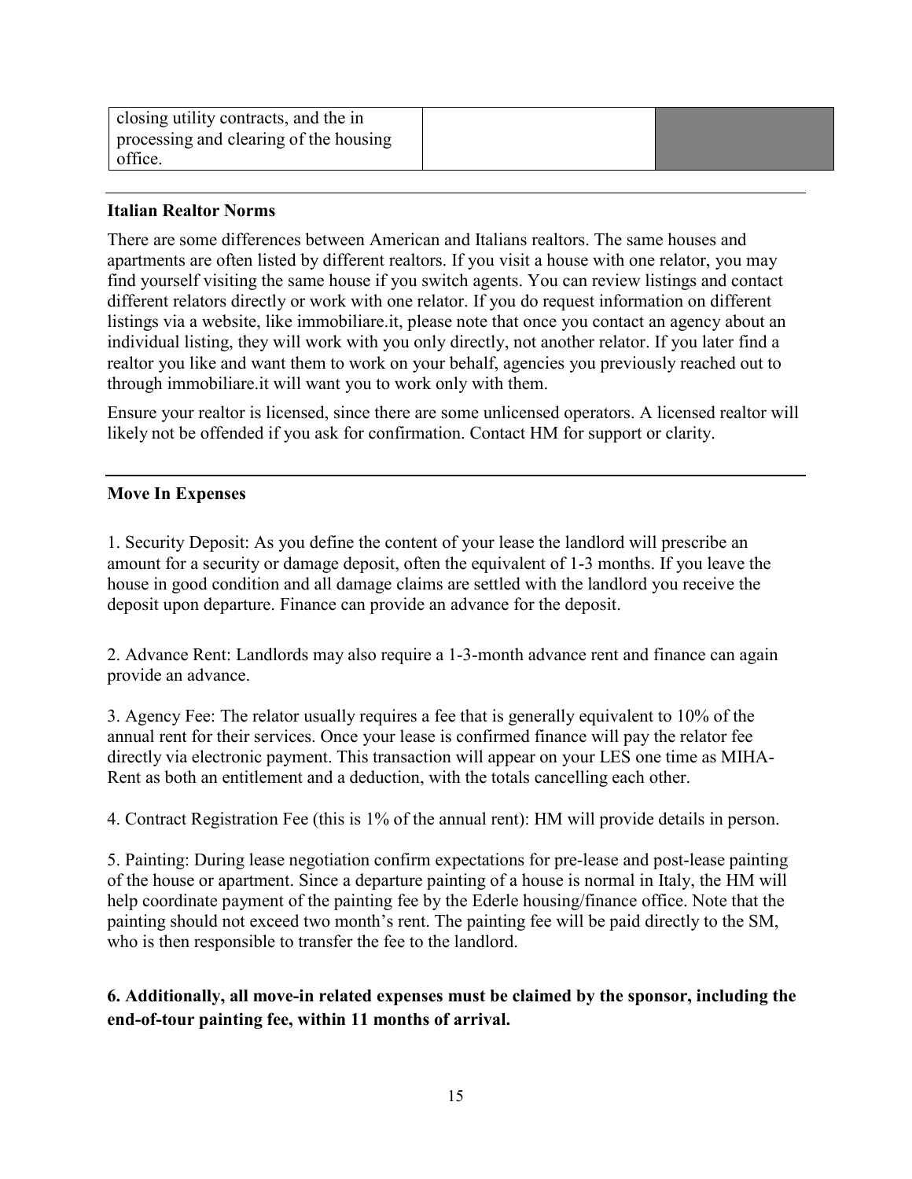| closing utility contracts, and the in processing and clearing of the housing office. | | |
|---|---|---|

---

**Italian Realtor Norms**

There are some differences between American and Italians realtors. The same houses and apartments are often listed by different realtors. If you visit a house with one relator, you may find yourself visiting the same house if you switch agents. You can review listings and contact different relators directly or work with one relator. If you do request information on different listings via a website, like immobiliare.it, please note that once you contact an agency about an individual listing, they will work with you only directly, not another relator. If you later find a realtor you like and want them to work on your behalf, agencies you previously reached out to through immobiliare.it will want you to work only with them.

Ensure your realtor is licensed, since there are some unlicensed operators. A licensed realtor will likely not be offended if you ask for confirmation. Contact HM for support or clarity.

---

**Move In Expenses**

1. Security Deposit: As you define the content of your lease the landlord will prescribe an amount for a security or damage deposit, often the equivalent of 1-3 months. If you leave the house in good condition and all damage claims are settled with the landlord you receive the deposit upon departure. Finance can provide an advance for the deposit.

2. Advance Rent: Landlords may also require a 1-3-month advance rent and finance can again provide an advance.

3. Agency Fee: The relator usually requires a fee that is generally equivalent to 10% of the annual rent for their services. Once your lease is confirmed finance will pay the relator fee directly via electronic payment. This transaction will appear on your LES one time as MIHA-Rent as both an entitlement and a deduction, with the totals cancelling each other.

4. Contract Registration Fee (this is 1% of the annual rent): HM will provide details in person.

5. Painting: During lease negotiation confirm expectations for pre-lease and post-lease painting of the house or apartment. Since a departure painting of a house is normal in Italy, the HM will help coordinate payment of the painting fee by the Ederle housing/finance office. Note that the painting should not exceed two month's rent. The painting fee will be paid directly to the SM, who is then responsible to transfer the fee to the landlord.

**6. Additionally, all move-in related expenses must be claimed by the sponsor, including the end-of-tour painting fee, within 11 months of arrival.**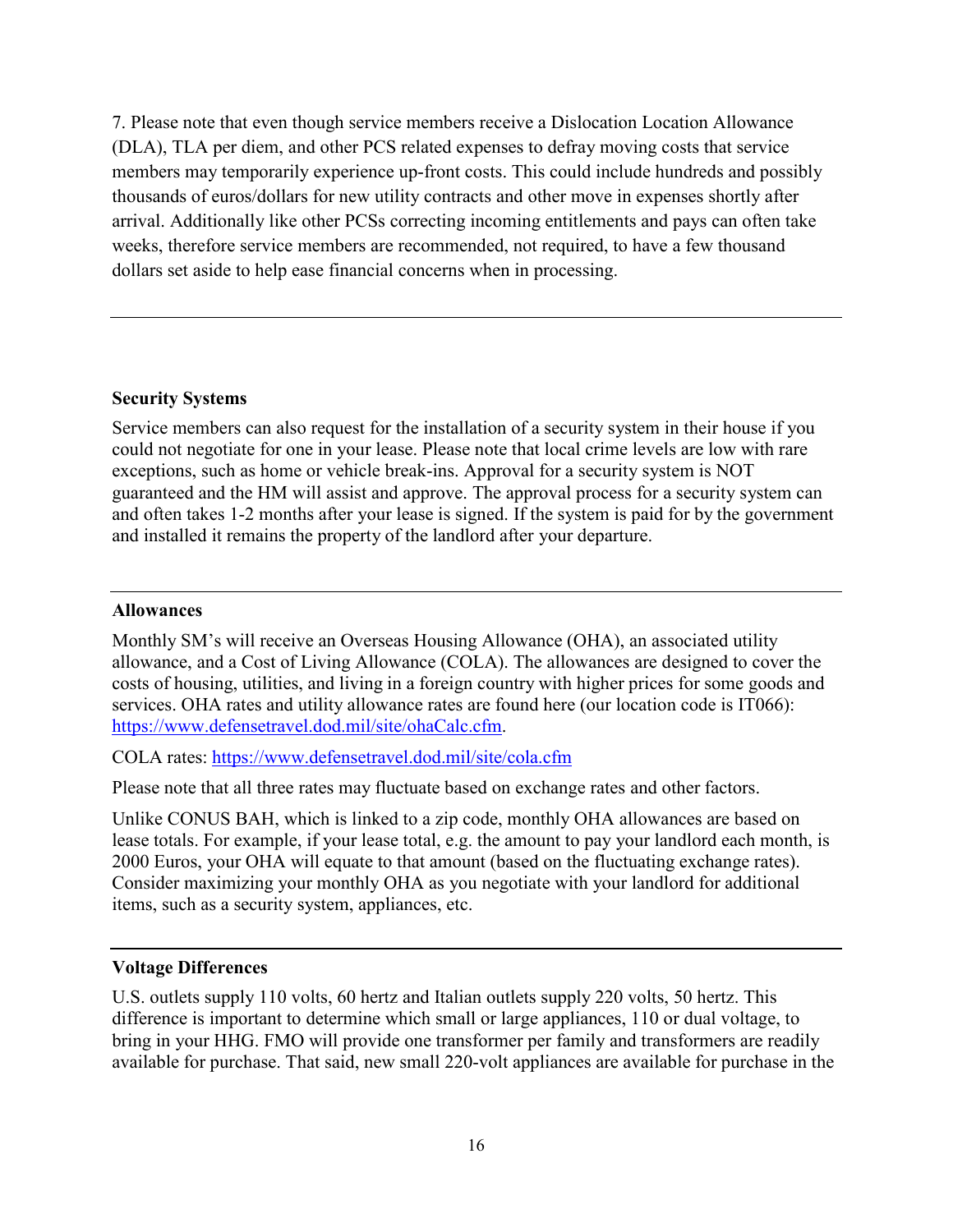7. Please note that even though service members receive a Dislocation Location Allowance (DLA), TLA per diem, and other PCS related expenses to defray moving costs that service members may temporarily experience up-front costs. This could include hundreds and possibly thousands of euros/dollars for new utility contracts and other move in expenses shortly after arrival. Additionally like other PCSs correcting incoming entitlements and pays can often take weeks, therefore service members are recommended, not required, to have a few thousand dollars set aside to help ease financial concerns when in processing.

---

**Security Systems**

Service members can also request for the installation of a security system in their house if you could not negotiate for one in your lease. Please note that local crime levels are low with rare exceptions, such as home or vehicle break-ins. Approval for a security system is NOT guaranteed and the HM will assist and approve. The approval process for a security system can and often takes 1-2 months after your lease is signed. If the system is paid for by the government and installed it remains the property of the landlord after your departure.

---

**Allowances**

Monthly SM's will receive an Overseas Housing Allowance (OHA), an associated utility allowance, and a Cost of Living Allowance (COLA). The allowances are designed to cover the costs of housing, utilities, and living in a foreign country with higher prices for some goods and services. OHA rates and utility allowance rates are found here (our location code is IT066): https://www.defensetravel.dod.mil/site/ohaCalc.cfm.

COLA rates: https://www.defensetravel.dod.mil/site/cola.cfm

Please note that all three rates may fluctuate based on exchange rates and other factors.

Unlike CONUS BAH, which is linked to a zip code, monthly OHA allowances are based on lease totals. For example, if your lease total, e.g. the amount to pay your landlord each month, is 2000 Euros, your OHA will equate to that amount (based on the fluctuating exchange rates). Consider maximizing your monthly OHA as you negotiate with your landlord for additional items, such as a security system, appliances, etc.

---

**Voltage Differences**

U.S. outlets supply 110 volts, 60 hertz and Italian outlets supply 220 volts, 50 hertz. This difference is important to determine which small or large appliances, 110 or dual voltage, to bring in your HHG. FMO will provide one transformer per family and transformers are readily available for purchase. That said, new small 220-volt appliances are available for purchase in the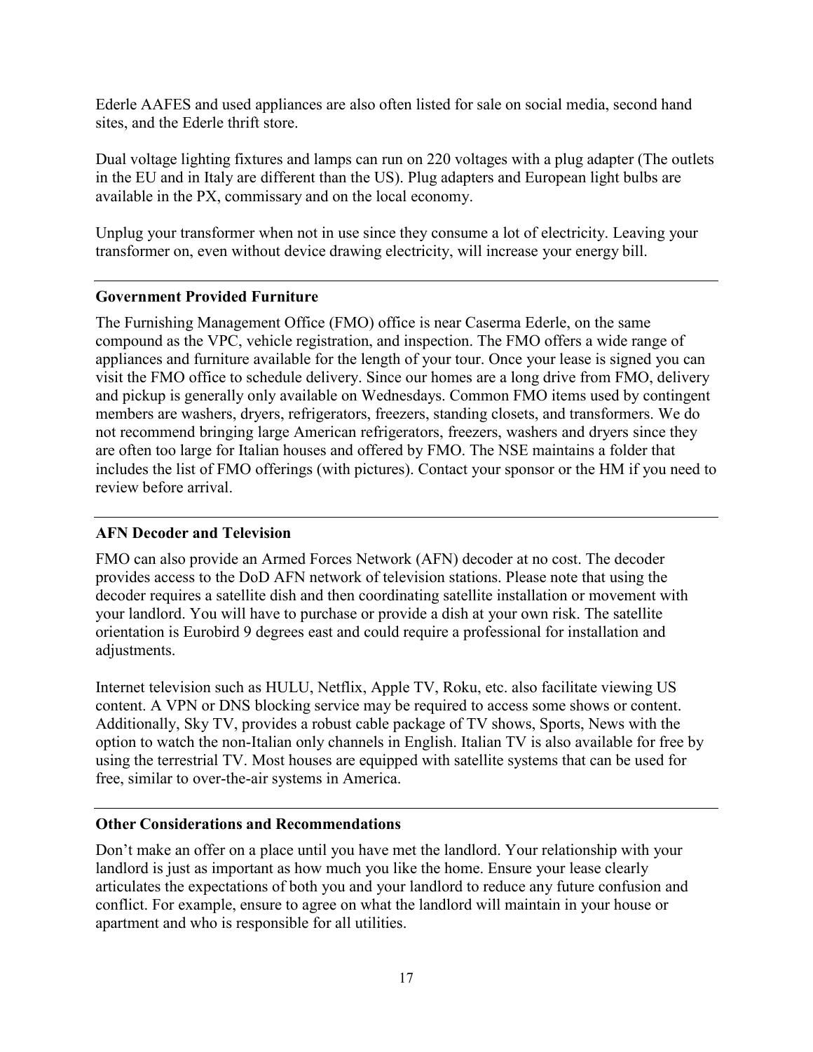Ederle AAFES and used appliances are also often listed for sale on social media, second hand sites, and the Ederle thrift store.

Dual voltage lighting fixtures and lamps can run on 220 voltages with a plug adapter (The outlets in the EU and in Italy are different than the US). Plug adapters and European light bulbs are available in the PX, commissary and on the local economy.

Unplug your transformer when not in use since they consume a lot of electricity. Leaving your transformer on, even without device drawing electricity, will increase your energy bill.

---

**Government Provided Furniture**

The Furnishing Management Office (FMO) office is near Caserma Ederle, on the same compound as the VPC, vehicle registration, and inspection. The FMO offers a wide range of appliances and furniture available for the length of your tour. Once your lease is signed you can visit the FMO office to schedule delivery. Since our homes are a long drive from FMO, delivery and pickup is generally only available on Wednesdays. Common FMO items used by contingent members are washers, dryers, refrigerators, freezers, standing closets, and transformers. We do not recommend bringing large American refrigerators, freezers, washers and dryers since they are often too large for Italian houses and offered by FMO. The NSE maintains a folder that includes the list of FMO offerings (with pictures). Contact your sponsor or the HM if you need to review before arrival.

---

**AFN Decoder and Television**

FMO can also provide an Armed Forces Network (AFN) decoder at no cost. The decoder provides access to the DoD AFN network of television stations. Please note that using the decoder requires a satellite dish and then coordinating satellite installation or movement with your landlord. You will have to purchase or provide a dish at your own risk. The satellite orientation is Eurobird 9 degrees east and could require a professional for installation and adjustments.

Internet television such as HULU, Netflix, Apple TV, Roku, etc. also facilitate viewing US content. A VPN or DNS blocking service may be required to access some shows or content. Additionally, Sky TV, provides a robust cable package of TV shows, Sports, News with the option to watch the non-Italian only channels in English. Italian TV is also available for free by using the terrestrial TV. Most houses are equipped with satellite systems that can be used for free, similar to over-the-air systems in America.

---

**Other Considerations and Recommendations**

Don't make an offer on a place until you have met the landlord. Your relationship with your landlord is just as important as how much you like the home. Ensure your lease clearly articulates the expectations of both you and your landlord to reduce any future confusion and conflict. For example, ensure to agree on what the landlord will maintain in your house or apartment and who is responsible for all utilities.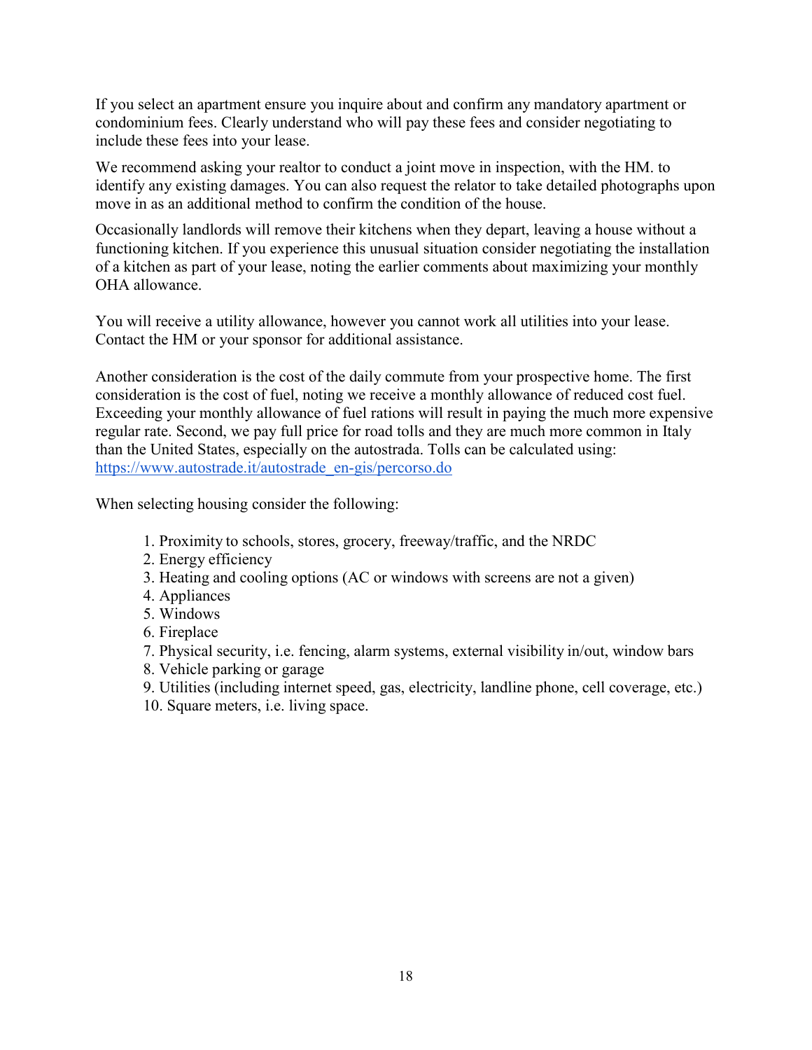If you select an apartment ensure you inquire about and confirm any mandatory apartment or condominium fees. Clearly understand who will pay these fees and consider negotiating to include these fees into your lease.

We recommend asking your realtor to conduct a joint move in inspection, with the HM. to identify any existing damages. You can also request the relator to take detailed photographs upon move in as an additional method to confirm the condition of the house.

Occasionally landlords will remove their kitchens when they depart, leaving a house without a functioning kitchen. If you experience this unusual situation consider negotiating the installation of a kitchen as part of your lease, noting the earlier comments about maximizing your monthly OHA allowance.

You will receive a utility allowance, however you cannot work all utilities into your lease. Contact the HM or your sponsor for additional assistance.

Another consideration is the cost of the daily commute from your prospective home. The first consideration is the cost of fuel, noting we receive a monthly allowance of reduced cost fuel. Exceeding your monthly allowance of fuel rations will result in paying the much more expensive regular rate. Second, we pay full price for road tolls and they are much more common in Italy than the United States, especially on the autostrada. Tolls can be calculated using: https://www.autostrade.it/autostrade_en-gis/percorso.do

When selecting housing consider the following:

1. Proximity to schools, stores, grocery, freeway/traffic, and the NRDC
2. Energy efficiency
3. Heating and cooling options (AC or windows with screens are not a given)
4. Appliances
5. Windows
6. Fireplace
7. Physical security, i.e. fencing, alarm systems, external visibility in/out, window bars
8. Vehicle parking or garage
9. Utilities (including internet speed, gas, electricity, landline phone, cell coverage, etc.)
10. Square meters, i.e. living space.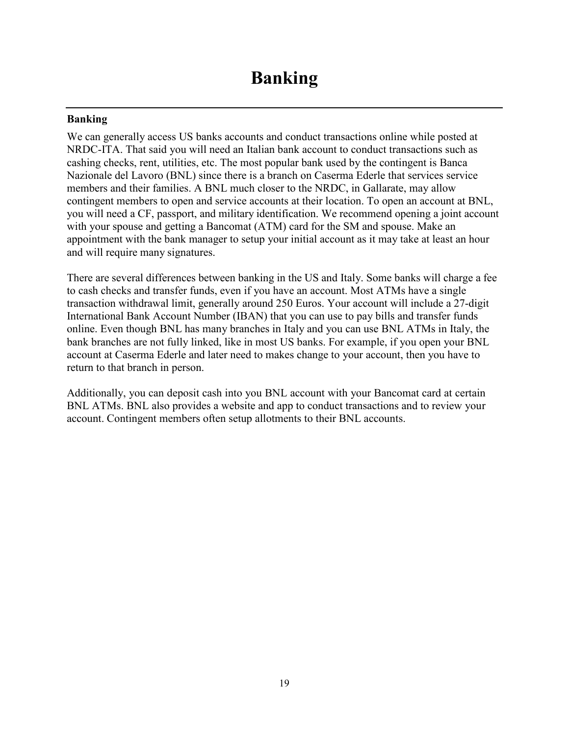# Banking

**Banking**

We can generally access US banks accounts and conduct transactions online while posted at NRDC-ITA. That said you will need an Italian bank account to conduct transactions such as cashing checks, rent, utilities, etc. The most popular bank used by the contingent is Banca Nazionale del Lavoro (BNL) since there is a branch on Caserma Ederle that services service members and their families. A BNL much closer to the NRDC, in Gallarate, may allow contingent members to open and service accounts at their location. To open an account at BNL, you will need a CF, passport, and military identification. We recommend opening a joint account with your spouse and getting a Bancomat (ATM) card for the SM and spouse. Make an appointment with the bank manager to setup your initial account as it may take at least an hour and will require many signatures.

There are several differences between banking in the US and Italy. Some banks will charge a fee to cash checks and transfer funds, even if you have an account. Most ATMs have a single transaction withdrawal limit, generally around 250 Euros. Your account will include a 27-digit International Bank Account Number (IBAN) that you can use to pay bills and transfer funds online. Even though BNL has many branches in Italy and you can use BNL ATMs in Italy, the bank branches are not fully linked, like in most US banks. For example, if you open your BNL account at Caserma Ederle and later need to makes change to your account, then you have to return to that branch in person.

Additionally, you can deposit cash into you BNL account with your Bancomat card at certain BNL ATMs. BNL also provides a website and app to conduct transactions and to review your account. Contingent members often setup allotments to their BNL accounts.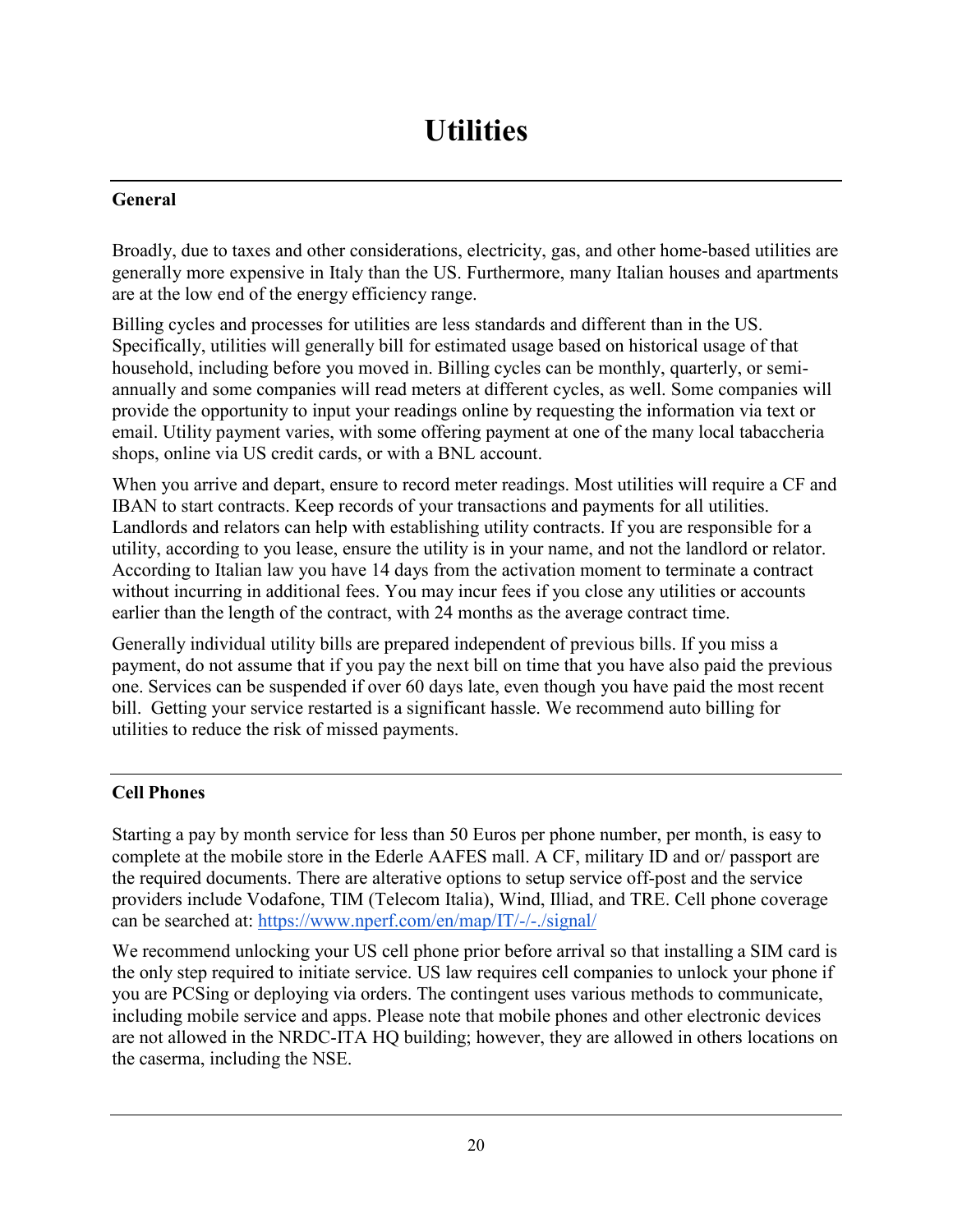# Utilities

## General

Broadly, due to taxes and other considerations, electricity, gas, and other home-based utilities are generally more expensive in Italy than the US. Furthermore, many Italian houses and apartments are at the low end of the energy efficiency range.

Billing cycles and processes for utilities are less standards and different than in the US. Specifically, utilities will generally bill for estimated usage based on historical usage of that household, including before you moved in. Billing cycles can be monthly, quarterly, or semi-annually and some companies will read meters at different cycles, as well. Some companies will provide the opportunity to input your readings online by requesting the information via text or email. Utility payment varies, with some offering payment at one of the many local tabaccheria shops, online via US credit cards, or with a BNL account.

When you arrive and depart, ensure to record meter readings. Most utilities will require a CF and IBAN to start contracts. Keep records of your transactions and payments for all utilities. Landlords and relators can help with establishing utility contracts. If you are responsible for a utility, according to you lease, ensure the utility is in your name, and not the landlord or relator. According to Italian law you have 14 days from the activation moment to terminate a contract without incurring in additional fees. You may incur fees if you close any utilities or accounts earlier than the length of the contract, with 24 months as the average contract time.

Generally individual utility bills are prepared independent of previous bills. If you miss a payment, do not assume that if you pay the next bill on time that you have also paid the previous one. Services can be suspended if over 60 days late, even though you have paid the most recent bill. Getting your service restarted is a significant hassle. We recommend auto billing for utilities to reduce the risk of missed payments.

## Cell Phones

Starting a pay by month service for less than 50 Euros per phone number, per month, is easy to complete at the mobile store in the Ederle AAFES mall. A CF, military ID and or/ passport are the required documents. There are alterative options to setup service off-post and the service providers include Vodafone, TIM (Telecom Italia), Wind, Illiad, and TRE. Cell phone coverage can be searched at: [https://www.nperf.com/en/map/IT/-/-./signal/](https://www.nperf.com/en/map/IT/-/-./signal/)

We recommend unlocking your US cell phone prior before arrival so that installing a SIM card is the only step required to initiate service. US law requires cell companies to unlock your phone if you are PCSing or deploying via orders. The contingent uses various methods to communicate, including mobile service and apps. Please note that mobile phones and other electronic devices are not allowed in the NRDC-ITA HQ building; however, they are allowed in others locations on the caserma, including the NSE.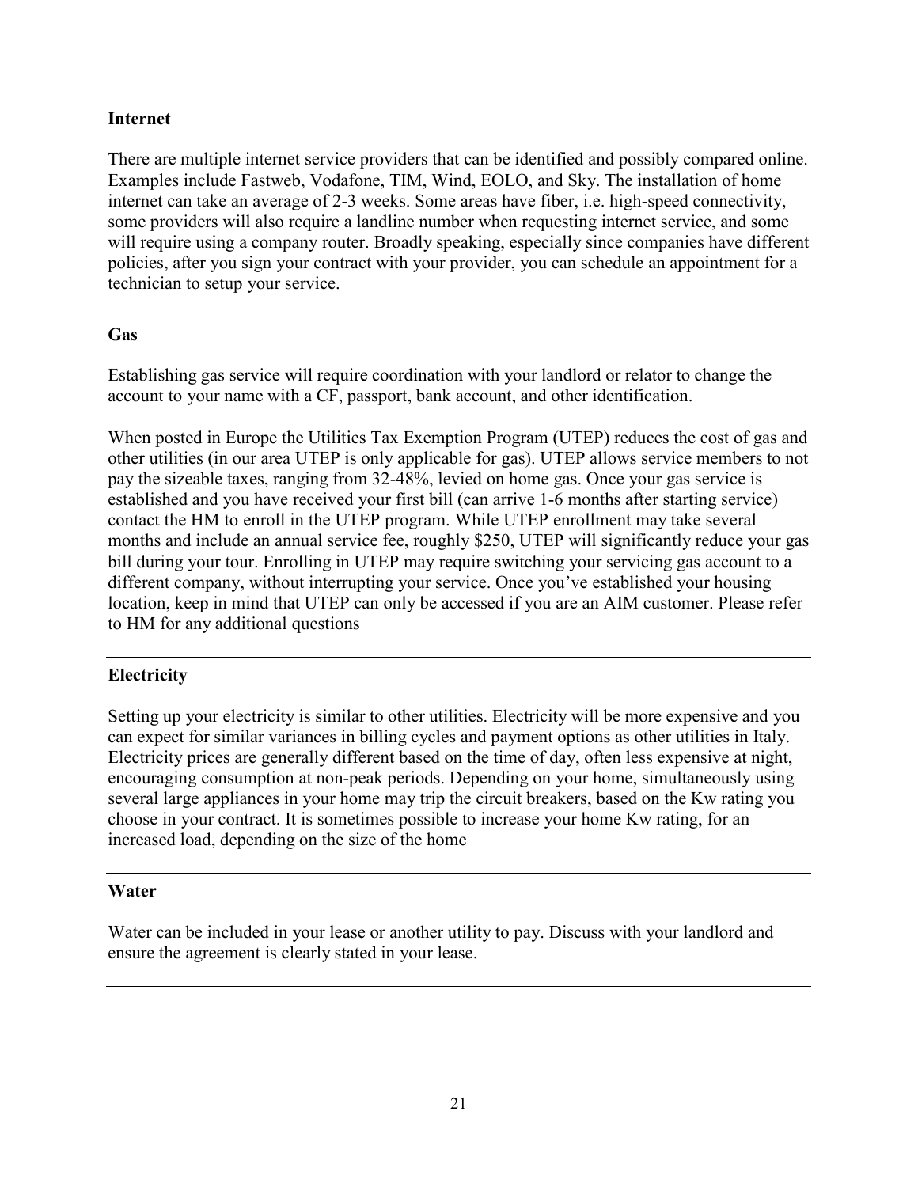**Internet**

There are multiple internet service providers that can be identified and possibly compared online. Examples include Fastweb, Vodafone, TIM, Wind, EOLO, and Sky. The installation of home internet can take an average of 2-3 weeks. Some areas have fiber, i.e. high-speed connectivity, some providers will also require a landline number when requesting internet service, and some will require using a company router. Broadly speaking, especially since companies have different policies, after you sign your contract with your provider, you can schedule an appointment for a technician to setup your service.

---

**Gas**

Establishing gas service will require coordination with your landlord or relator to change the account to your name with a CF, passport, bank account, and other identification.

When posted in Europe the Utilities Tax Exemption Program (UTEP) reduces the cost of gas and other utilities (in our area UTEP is only applicable for gas). UTEP allows service members to not pay the sizeable taxes, ranging from 32-48%, levied on home gas. Once your gas service is established and you have received your first bill (can arrive 1-6 months after starting service) contact the HM to enroll in the UTEP program. While UTEP enrollment may take several months and include an annual service fee, roughly $250, UTEP will significantly reduce your gas bill during your tour. Enrolling in UTEP may require switching your servicing gas account to a different company, without interrupting your service. Once you've established your housing location, keep in mind that UTEP can only be accessed if you are an AIM customer. Please refer to HM for any additional questions

---

**Electricity**

Setting up your electricity is similar to other utilities. Electricity will be more expensive and you can expect for similar variances in billing cycles and payment options as other utilities in Italy. Electricity prices are generally different based on the time of day, often less expensive at night, encouraging consumption at non-peak periods. Depending on your home, simultaneously using several large appliances in your home may trip the circuit breakers, based on the Kw rating you choose in your contract. It is sometimes possible to increase your home Kw rating, for an increased load, depending on the size of the home

---

**Water**

Water can be included in your lease or another utility to pay. Discuss with your landlord and ensure the agreement is clearly stated in your lease.

---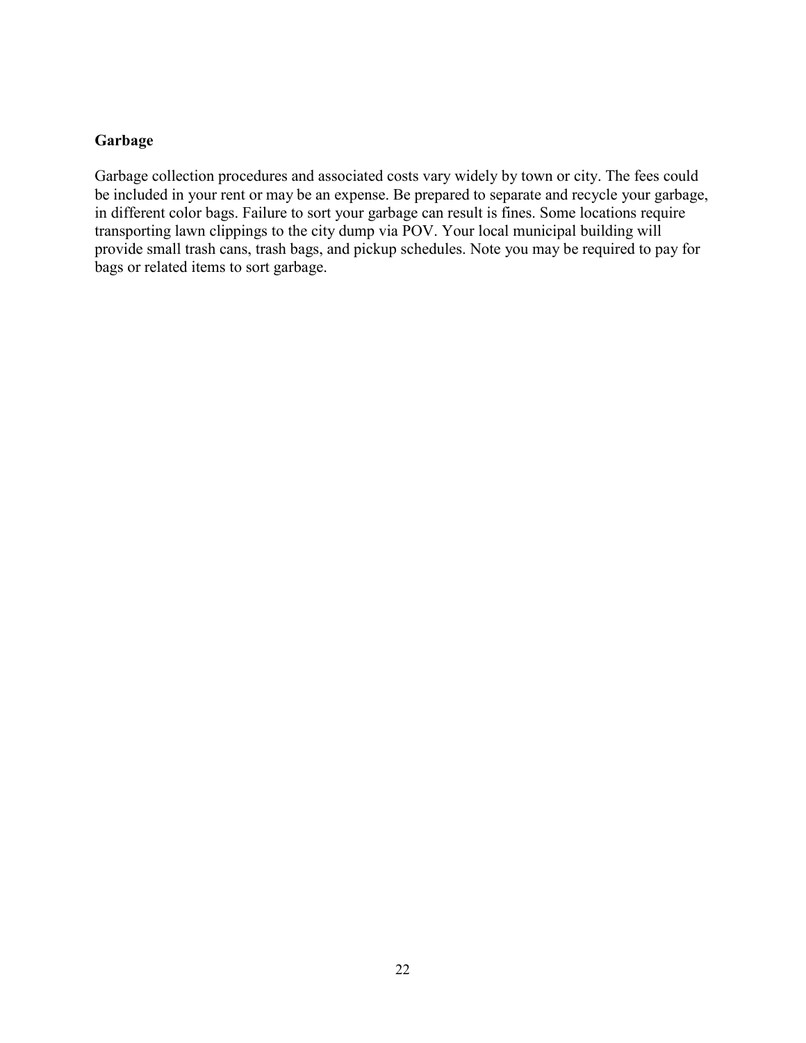**Garbage**

Garbage collection procedures and associated costs vary widely by town or city. The fees could be included in your rent or may be an expense. Be prepared to separate and recycle your garbage, in different color bags. Failure to sort your garbage can result is fines. Some locations require transporting lawn clippings to the city dump via POV. Your local municipal building will provide small trash cans, trash bags, and pickup schedules. Note you may be required to pay for bags or related items to sort garbage.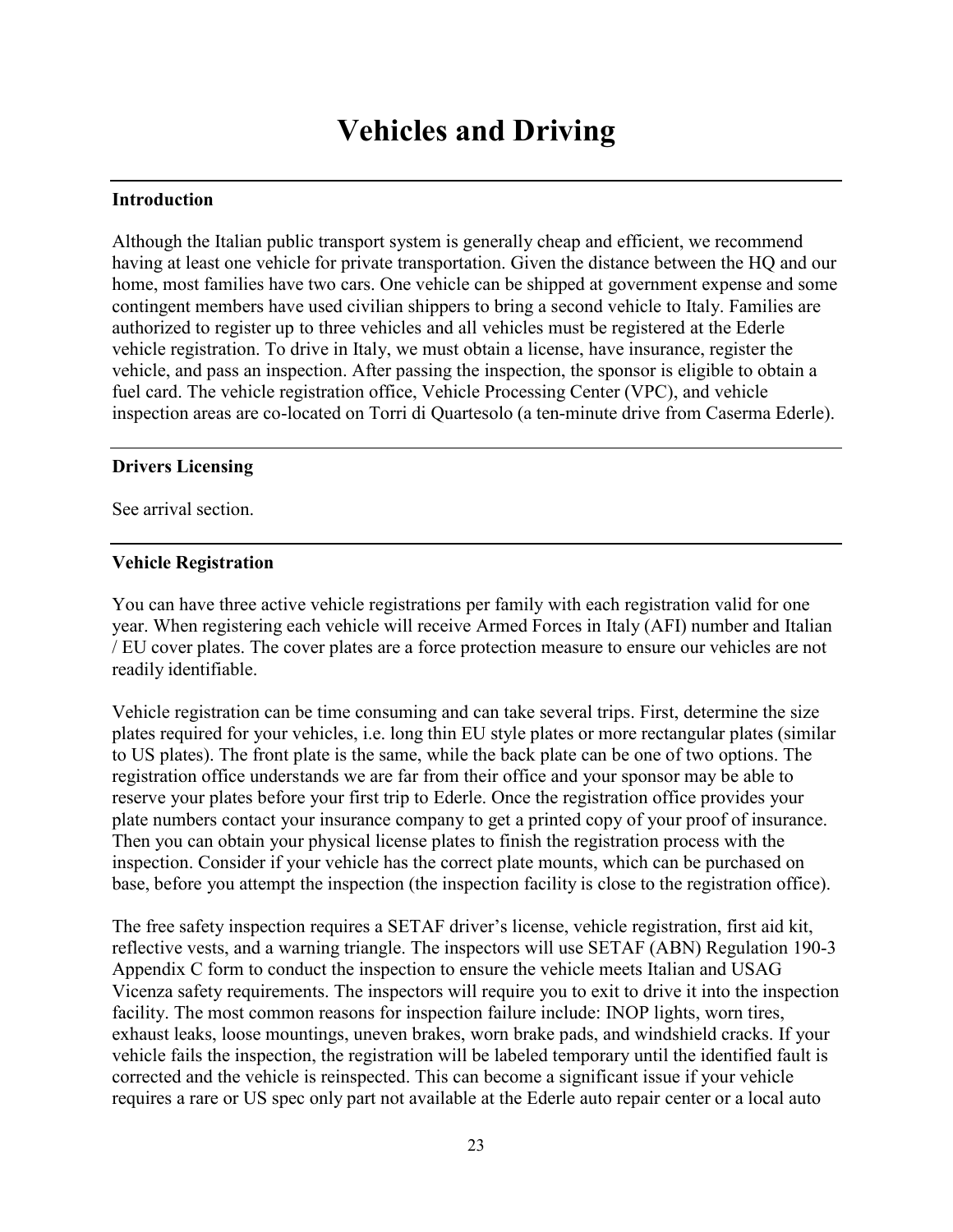# Vehicles and Driving

## Introduction

Although the Italian public transport system is generally cheap and efficient, we recommend having at least one vehicle for private transportation. Given the distance between the HQ and our home, most families have two cars. One vehicle can be shipped at government expense and some contingent members have used civilian shippers to bring a second vehicle to Italy. Families are authorized to register up to three vehicles and all vehicles must be registered at the Ederle vehicle registration. To drive in Italy, we must obtain a license, have insurance, register the vehicle, and pass an inspection. After passing the inspection, the sponsor is eligible to obtain a fuel card. The vehicle registration office, Vehicle Processing Center (VPC), and vehicle inspection areas are co-located on Torri di Quartesolo (a ten-minute drive from Caserma Ederle).

## Drivers Licensing

See arrival section.

## Vehicle Registration

You can have three active vehicle registrations per family with each registration valid for one year. When registering each vehicle will receive Armed Forces in Italy (AFI) number and Italian / EU cover plates. The cover plates are a force protection measure to ensure our vehicles are not readily identifiable.

Vehicle registration can be time consuming and can take several trips. First, determine the size plates required for your vehicles, i.e. long thin EU style plates or more rectangular plates (similar to US plates). The front plate is the same, while the back plate can be one of two options. The registration office understands we are far from their office and your sponsor may be able to reserve your plates before your first trip to Ederle. Once the registration office provides your plate numbers contact your insurance company to get a printed copy of your proof of insurance. Then you can obtain your physical license plates to finish the registration process with the inspection. Consider if your vehicle has the correct plate mounts, which can be purchased on base, before you attempt the inspection (the inspection facility is close to the registration office).

The free safety inspection requires a SETAF driver's license, vehicle registration, first aid kit, reflective vests, and a warning triangle. The inspectors will use SETAF (ABN) Regulation 190-3 Appendix C form to conduct the inspection to ensure the vehicle meets Italian and USAG Vicenza safety requirements. The inspectors will require you to exit to drive it into the inspection facility. The most common reasons for inspection failure include: INOP lights, worn tires, exhaust leaks, loose mountings, uneven brakes, worn brake pads, and windshield cracks. If your vehicle fails the inspection, the registration will be labeled temporary until the identified fault is corrected and the vehicle is reinspected. This can become a significant issue if your vehicle requires a rare or US spec only part not available at the Ederle auto repair center or a local auto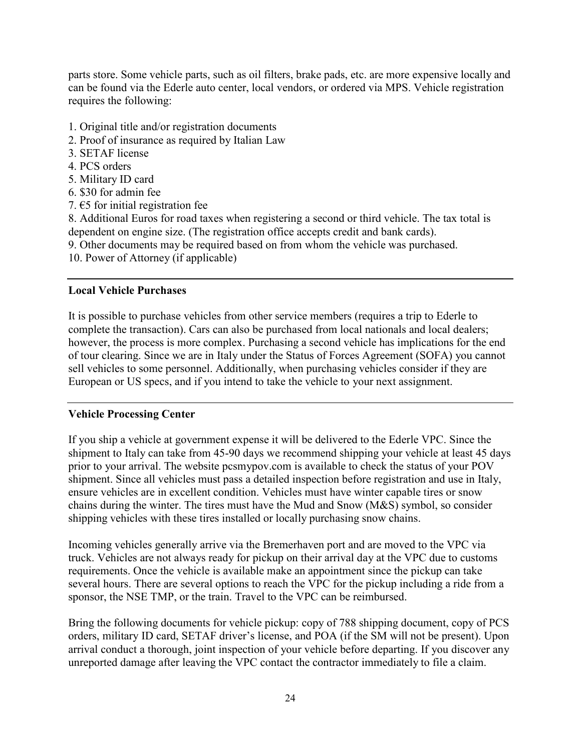parts store. Some vehicle parts, such as oil filters, brake pads, etc. are more expensive locally and can be found via the Ederle auto center, local vendors, or ordered via MPS. Vehicle registration requires the following:

1. Original title and/or registration documents
2. Proof of insurance as required by Italian Law
3. SETAF license
4. PCS orders
5. Military ID card
6. $30 for admin fee
7. €5 for initial registration fee
8. Additional Euros for road taxes when registering a second or third vehicle. The tax total is dependent on engine size. (The registration office accepts credit and bank cards).
9. Other documents may be required based on from whom the vehicle was purchased.
10. Power of Attorney (if applicable)

---

**Local Vehicle Purchases**

It is possible to purchase vehicles from other service members (requires a trip to Ederle to complete the transaction). Cars can also be purchased from local nationals and local dealers; however, the process is more complex. Purchasing a second vehicle has implications for the end of tour clearing. Since we are in Italy under the Status of Forces Agreement (SOFA) you cannot sell vehicles to some personnel. Additionally, when purchasing vehicles consider if they are European or US specs, and if you intend to take the vehicle to your next assignment.

---

**Vehicle Processing Center**

If you ship a vehicle at government expense it will be delivered to the Ederle VPC. Since the shipment to Italy can take from 45-90 days we recommend shipping your vehicle at least 45 days prior to your arrival. The website pcsmypov.com is available to check the status of your POV shipment. Since all vehicles must pass a detailed inspection before registration and use in Italy, ensure vehicles are in excellent condition. Vehicles must have winter capable tires or snow chains during the winter. The tires must have the Mud and Snow (M&S) symbol, so consider shipping vehicles with these tires installed or locally purchasing snow chains.

Incoming vehicles generally arrive via the Bremerhaven port and are moved to the VPC via truck. Vehicles are not always ready for pickup on their arrival day at the VPC due to customs requirements. Once the vehicle is available make an appointment since the pickup can take several hours. There are several options to reach the VPC for the pickup including a ride from a sponsor, the NSE TMP, or the train. Travel to the VPC can be reimbursed.

Bring the following documents for vehicle pickup: copy of 788 shipping document, copy of PCS orders, military ID card, SETAF driver's license, and POA (if the SM will not be present). Upon arrival conduct a thorough, joint inspection of your vehicle before departing. If you discover any unreported damage after leaving the VPC contact the contractor immediately to file a claim.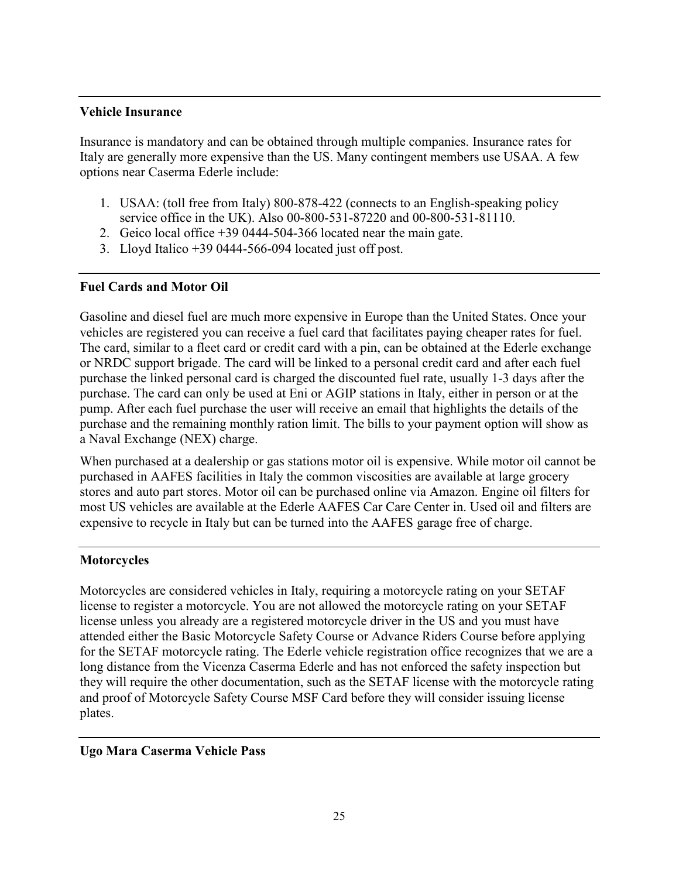### Vehicle Insurance

Insurance is mandatory and can be obtained through multiple companies. Insurance rates for Italy are generally more expensive than the US. Many contingent members use USAA. A few options near Caserma Ederle include:

1. USAA: (toll free from Italy) 800-878-422 (connects to an English-speaking policy service office in the UK). Also 00-800-531-87220 and 00-800-531-81110.
2. Geico local office +39 0444-504-366 located near the main gate.
3. Lloyd Italico +39 0444-566-094 located just off post.

### Fuel Cards and Motor Oil

Gasoline and diesel fuel are much more expensive in Europe than the United States. Once your vehicles are registered you can receive a fuel card that facilitates paying cheaper rates for fuel. The card, similar to a fleet card or credit card with a pin, can be obtained at the Ederle exchange or NRDC support brigade. The card will be linked to a personal credit card and after each fuel purchase the linked personal card is charged the discounted fuel rate, usually 1-3 days after the purchase. The card can only be used at Eni or AGIP stations in Italy, either in person or at the pump. After each fuel purchase the user will receive an email that highlights the details of the purchase and the remaining monthly ration limit. The bills to your payment option will show as a Naval Exchange (NEX) charge.

When purchased at a dealership or gas stations motor oil is expensive. While motor oil cannot be purchased in AAFES facilities in Italy the common viscosities are available at large grocery stores and auto part stores. Motor oil can be purchased online via Amazon. Engine oil filters for most US vehicles are available at the Ederle AAFES Car Care Center in. Used oil and filters are expensive to recycle in Italy but can be turned into the AAFES garage free of charge.

### Motorcycles

Motorcycles are considered vehicles in Italy, requiring a motorcycle rating on your SETAF license to register a motorcycle. You are not allowed the motorcycle rating on your SETAF license unless you already are a registered motorcycle driver in the US and you must have attended either the Basic Motorcycle Safety Course or Advance Riders Course before applying for the SETAF motorcycle rating. The Ederle vehicle registration office recognizes that we are a long distance from the Vicenza Caserma Ederle and has not enforced the safety inspection but they will require the other documentation, such as the SETAF license with the motorcycle rating and proof of Motorcycle Safety Course MSF Card before they will consider issuing license plates.

### Ugo Mara Caserma Vehicle Pass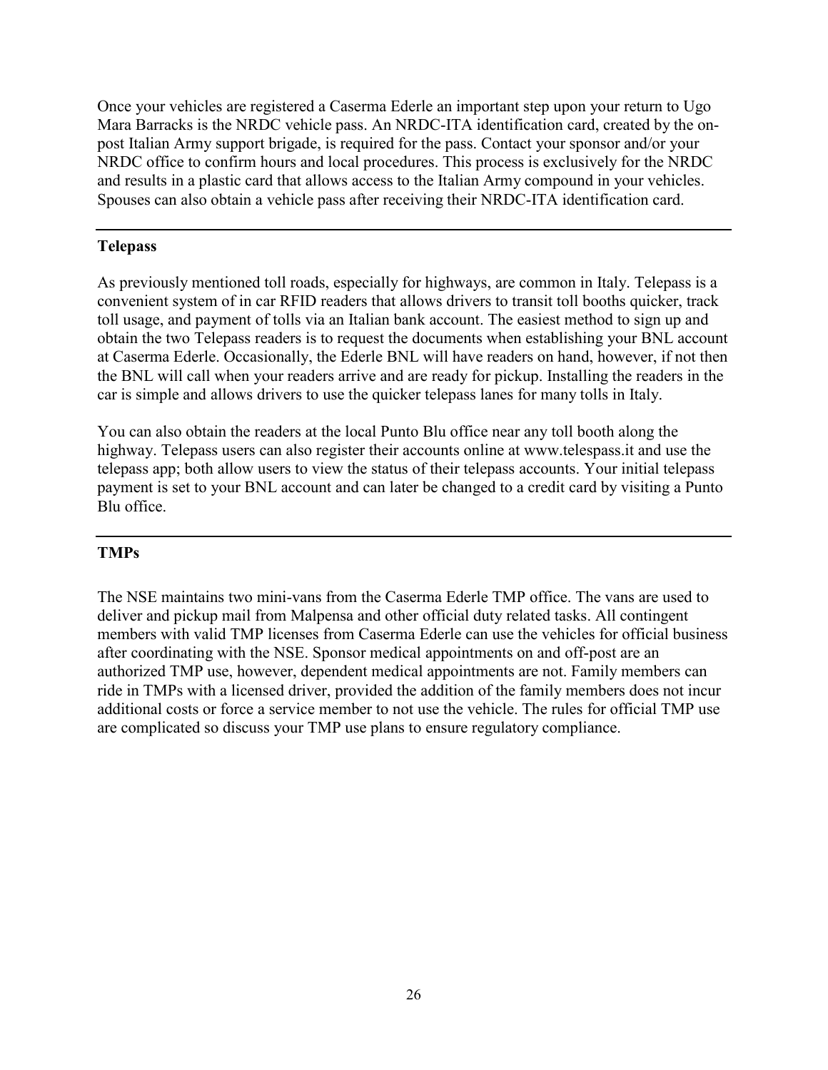Once your vehicles are registered a Caserma Ederle an important step upon your return to Ugo Mara Barracks is the NRDC vehicle pass. An NRDC-ITA identification card, created by the on-post Italian Army support brigade, is required for the pass. Contact your sponsor and/or your NRDC office to confirm hours and local procedures. This process is exclusively for the NRDC and results in a plastic card that allows access to the Italian Army compound in your vehicles. Spouses can also obtain a vehicle pass after receiving their NRDC-ITA identification card.

---

### Telepass

As previously mentioned toll roads, especially for highways, are common in Italy. Telepass is a convenient system of in car RFID readers that allows drivers to transit toll booths quicker, track toll usage, and payment of tolls via an Italian bank account. The easiest method to sign up and obtain the two Telepass readers is to request the documents when establishing your BNL account at Caserma Ederle. Occasionally, the Ederle BNL will have readers on hand, however, if not then the BNL will call when your readers arrive and are ready for pickup. Installing the readers in the car is simple and allows drivers to use the quicker telepass lanes for many tolls in Italy.

You can also obtain the readers at the local Punto Blu office near any toll booth along the highway. Telepass users can also register their accounts online at www.telespass.it and use the telepass app; both allow users to view the status of their telepass accounts. Your initial telepass payment is set to your BNL account and can later be changed to a credit card by visiting a Punto Blu office.

---

### TMPs

The NSE maintains two mini-vans from the Caserma Ederle TMP office. The vans are used to deliver and pickup mail from Malpensa and other official duty related tasks. All contingent members with valid TMP licenses from Caserma Ederle can use the vehicles for official business after coordinating with the NSE. Sponsor medical appointments on and off-post are an authorized TMP use, however, dependent medical appointments are not. Family members can ride in TMPs with a licensed driver, provided the addition of the family members does not incur additional costs or force a service member to not use the vehicle. The rules for official TMP use are complicated so discuss your TMP use plans to ensure regulatory compliance.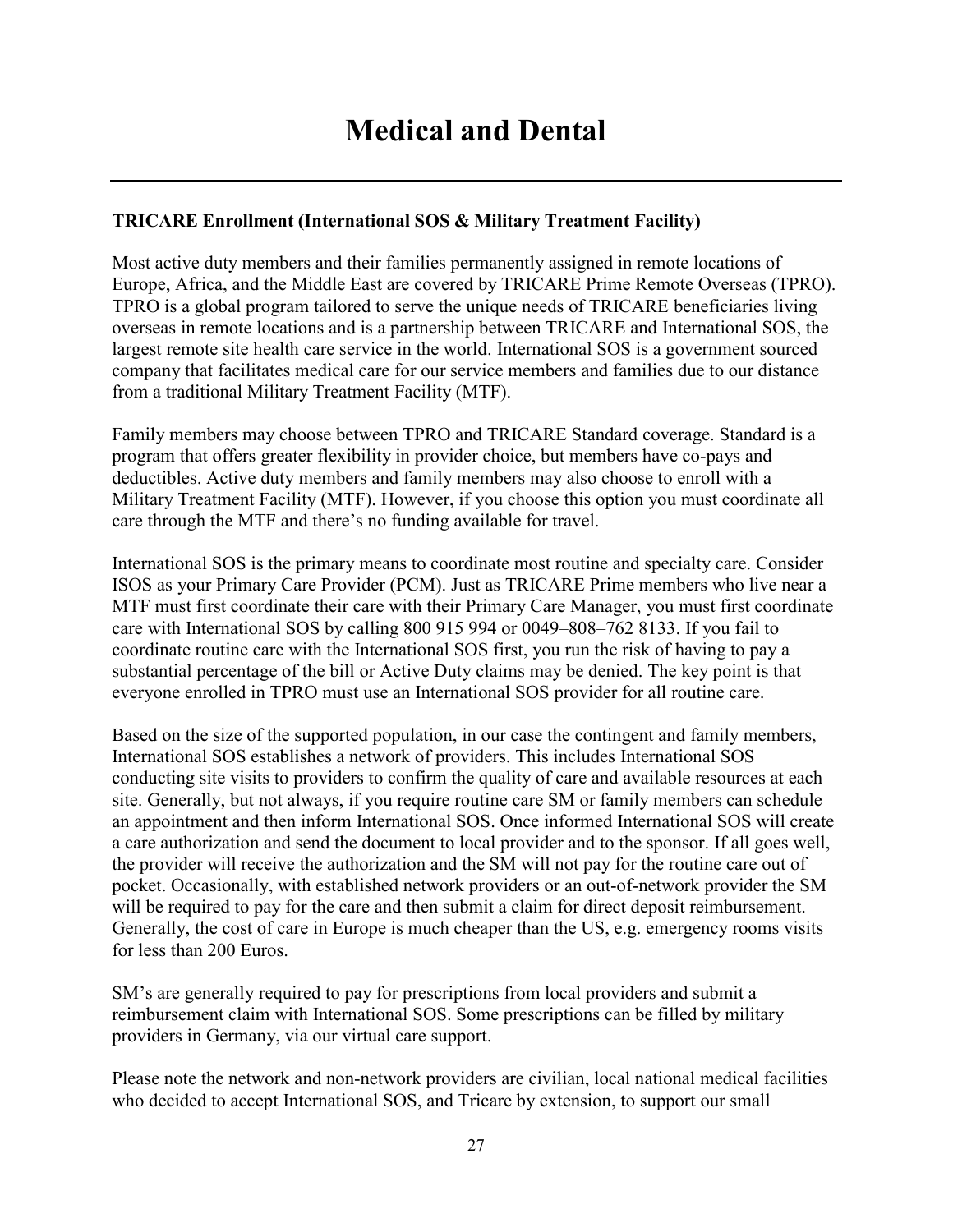# Medical and Dental

**TRICARE Enrollment (International SOS & Military Treatment Facility)**

Most active duty members and their families permanently assigned in remote locations of Europe, Africa, and the Middle East are covered by TRICARE Prime Remote Overseas (TPRO). TPRO is a global program tailored to serve the unique needs of TRICARE beneficiaries living overseas in remote locations and is a partnership between TRICARE and International SOS, the largest remote site health care service in the world. International SOS is a government sourced company that facilitates medical care for our service members and families due to our distance from a traditional Military Treatment Facility (MTF).

Family members may choose between TPRO and TRICARE Standard coverage. Standard is a program that offers greater flexibility in provider choice, but members have co-pays and deductibles. Active duty members and family members may also choose to enroll with a Military Treatment Facility (MTF). However, if you choose this option you must coordinate all care through the MTF and there's no funding available for travel.

International SOS is the primary means to coordinate most routine and specialty care. Consider ISOS as your Primary Care Provider (PCM). Just as TRICARE Prime members who live near a MTF must first coordinate their care with their Primary Care Manager, you must first coordinate care with International SOS by calling 800 915 994 or 0049–808–762 8133. If you fail to coordinate routine care with the International SOS first, you run the risk of having to pay a substantial percentage of the bill or Active Duty claims may be denied. The key point is that everyone enrolled in TPRO must use an International SOS provider for all routine care.

Based on the size of the supported population, in our case the contingent and family members, International SOS establishes a network of providers. This includes International SOS conducting site visits to providers to confirm the quality of care and available resources at each site. Generally, but not always, if you require routine care SM or family members can schedule an appointment and then inform International SOS. Once informed International SOS will create a care authorization and send the document to local provider and to the sponsor. If all goes well, the provider will receive the authorization and the SM will not pay for the routine care out of pocket. Occasionally, with established network providers or an out-of-network provider the SM will be required to pay for the care and then submit a claim for direct deposit reimbursement. Generally, the cost of care in Europe is much cheaper than the US, e.g. emergency rooms visits for less than 200 Euros.

SM's are generally required to pay for prescriptions from local providers and submit a reimbursement claim with International SOS. Some prescriptions can be filled by military providers in Germany, via our virtual care support.

Please note the network and non-network providers are civilian, local national medical facilities who decided to accept International SOS, and Tricare by extension, to support our small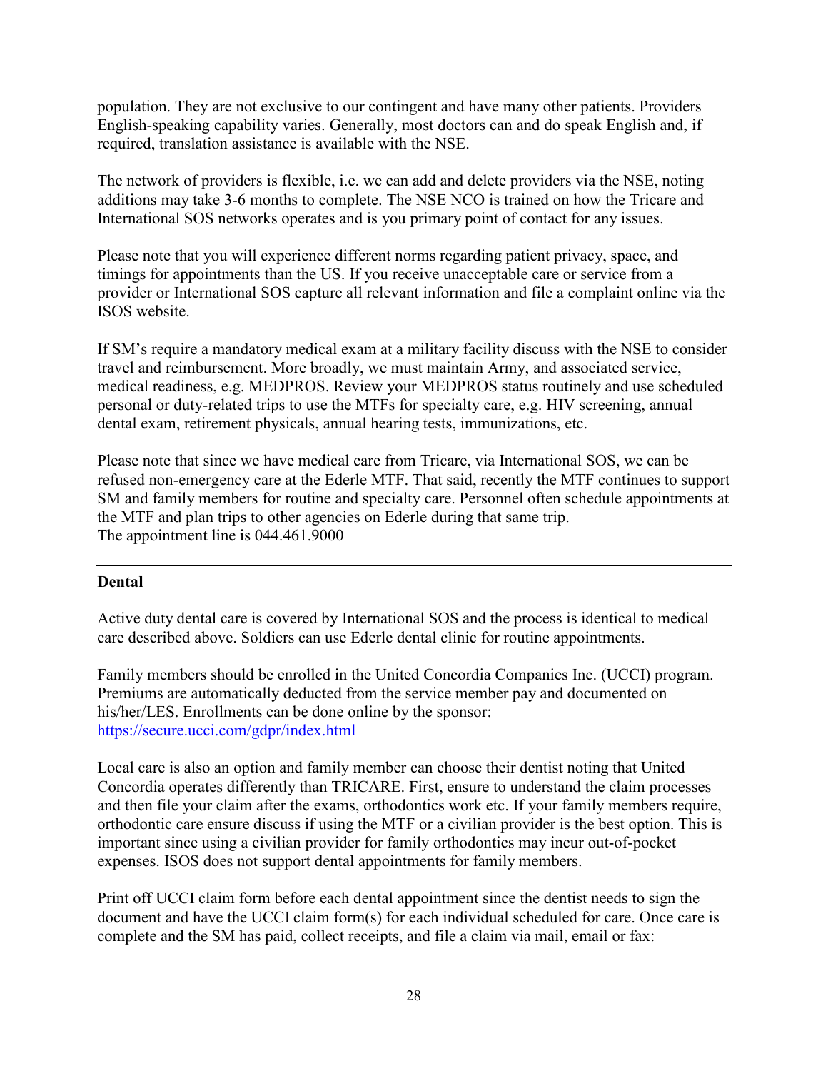population. They are not exclusive to our contingent and have many other patients. Providers English-speaking capability varies. Generally, most doctors can and do speak English and, if required, translation assistance is available with the NSE.

The network of providers is flexible, i.e. we can add and delete providers via the NSE, noting additions may take 3-6 months to complete. The NSE NCO is trained on how the Tricare and International SOS networks operates and is you primary point of contact for any issues.

Please note that you will experience different norms regarding patient privacy, space, and timings for appointments than the US. If you receive unacceptable care or service from a provider or International SOS capture all relevant information and file a complaint online via the ISOS website.

If SM's require a mandatory medical exam at a military facility discuss with the NSE to consider travel and reimbursement. More broadly, we must maintain Army, and associated service, medical readiness, e.g. MEDPROS. Review your MEDPROS status routinely and use scheduled personal or duty-related trips to use the MTFs for specialty care, e.g. HIV screening, annual dental exam, retirement physicals, annual hearing tests, immunizations, etc.

Please note that since we have medical care from Tricare, via International SOS, we can be refused non-emergency care at the Ederle MTF. That said, recently the MTF continues to support SM and family members for routine and specialty care. Personnel often schedule appointments at the MTF and plan trips to other agencies on Ederle during that same trip.
The appointment line is 044.461.9000

---

**Dental**

Active duty dental care is covered by International SOS and the process is identical to medical care described above. Soldiers can use Ederle dental clinic for routine appointments.

Family members should be enrolled in the United Concordia Companies Inc. (UCCI) program. Premiums are automatically deducted from the service member pay and documented on his/her/LES. Enrollments can be done online by the sponsor:
https://secure.ucci.com/gdpr/index.html

Local care is also an option and family member can choose their dentist noting that United Concordia operates differently than TRICARE. First, ensure to understand the claim processes and then file your claim after the exams, orthodontics work etc. If your family members require, orthodontic care ensure discuss if using the MTF or a civilian provider is the best option. This is important since using a civilian provider for family orthodontics may incur out-of-pocket expenses. ISOS does not support dental appointments for family members.

Print off UCCI claim form before each dental appointment since the dentist needs to sign the document and have the UCCI claim form(s) for each individual scheduled for care. Once care is complete and the SM has paid, collect receipts, and file a claim via mail, email or fax: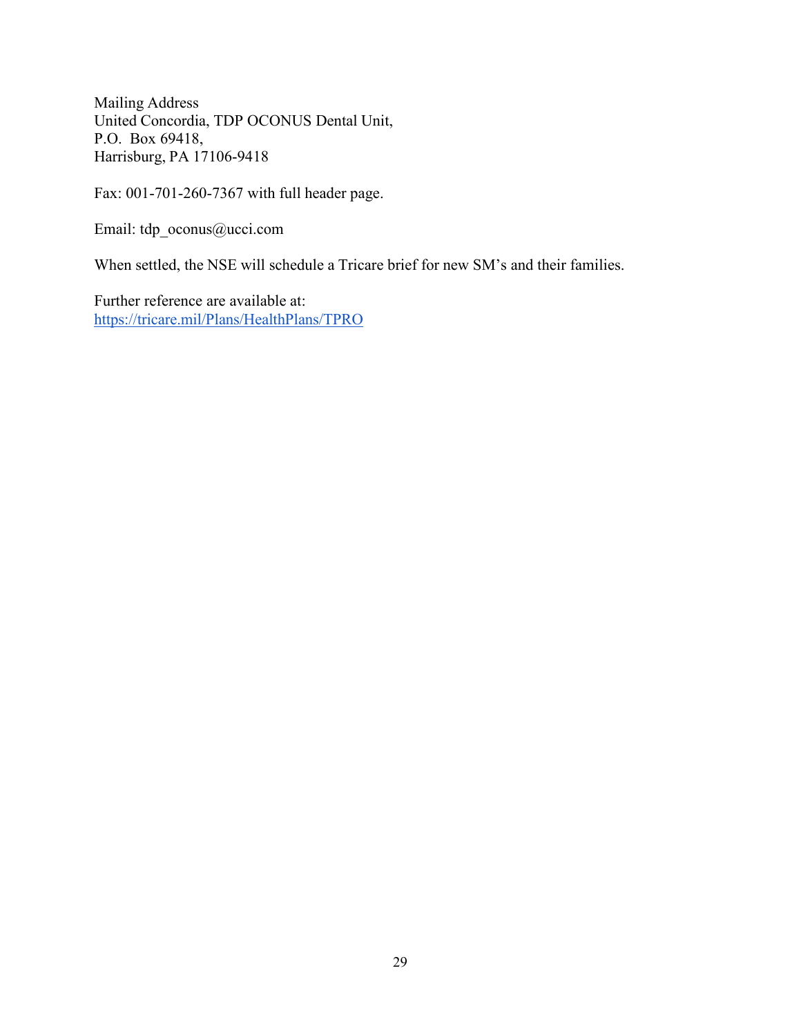Mailing Address
United Concordia, TDP OCONUS Dental Unit,
P.O. Box 69418,
Harrisburg, PA 17106-9418

Fax: 001-701-260-7367 with full header page.

Email: tdp_oconus@ucci.com

When settled, the NSE will schedule a Tricare brief for new SM's and their families.

Further reference are available at:
[https://tricare.mil/Plans/HealthPlans/TPRO](https://tricare.mil/Plans/HealthPlans/TPRO)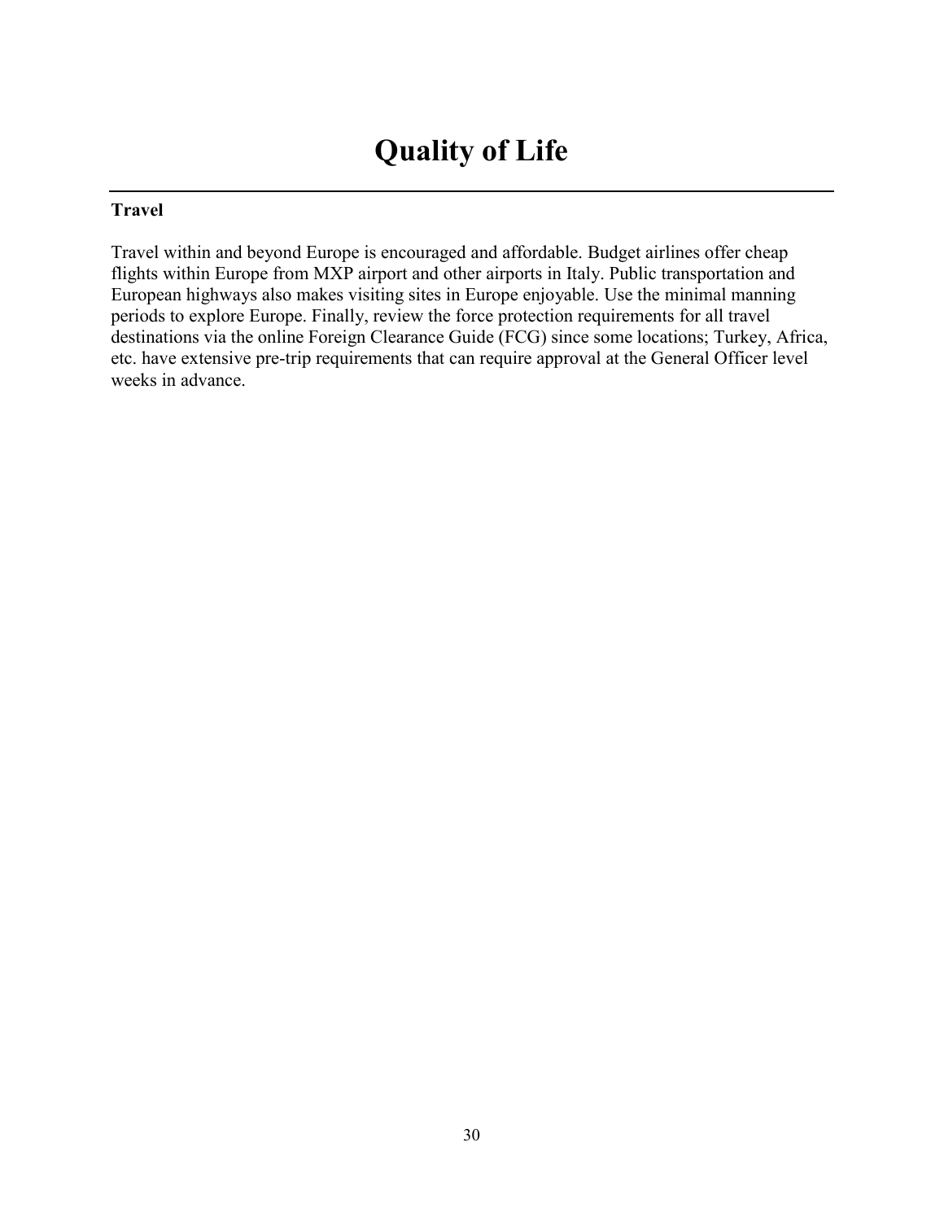# Quality of Life

### Travel

Travel within and beyond Europe is encouraged and affordable. Budget airlines offer cheap flights within Europe from MXP airport and other airports in Italy. Public transportation and European highways also makes visiting sites in Europe enjoyable. Use the minimal manning periods to explore Europe. Finally, review the force protection requirements for all travel destinations via the online Foreign Clearance Guide (FCG) since some locations; Turkey, Africa, etc. have extensive pre-trip requirements that can require approval at the General Officer level weeks in advance.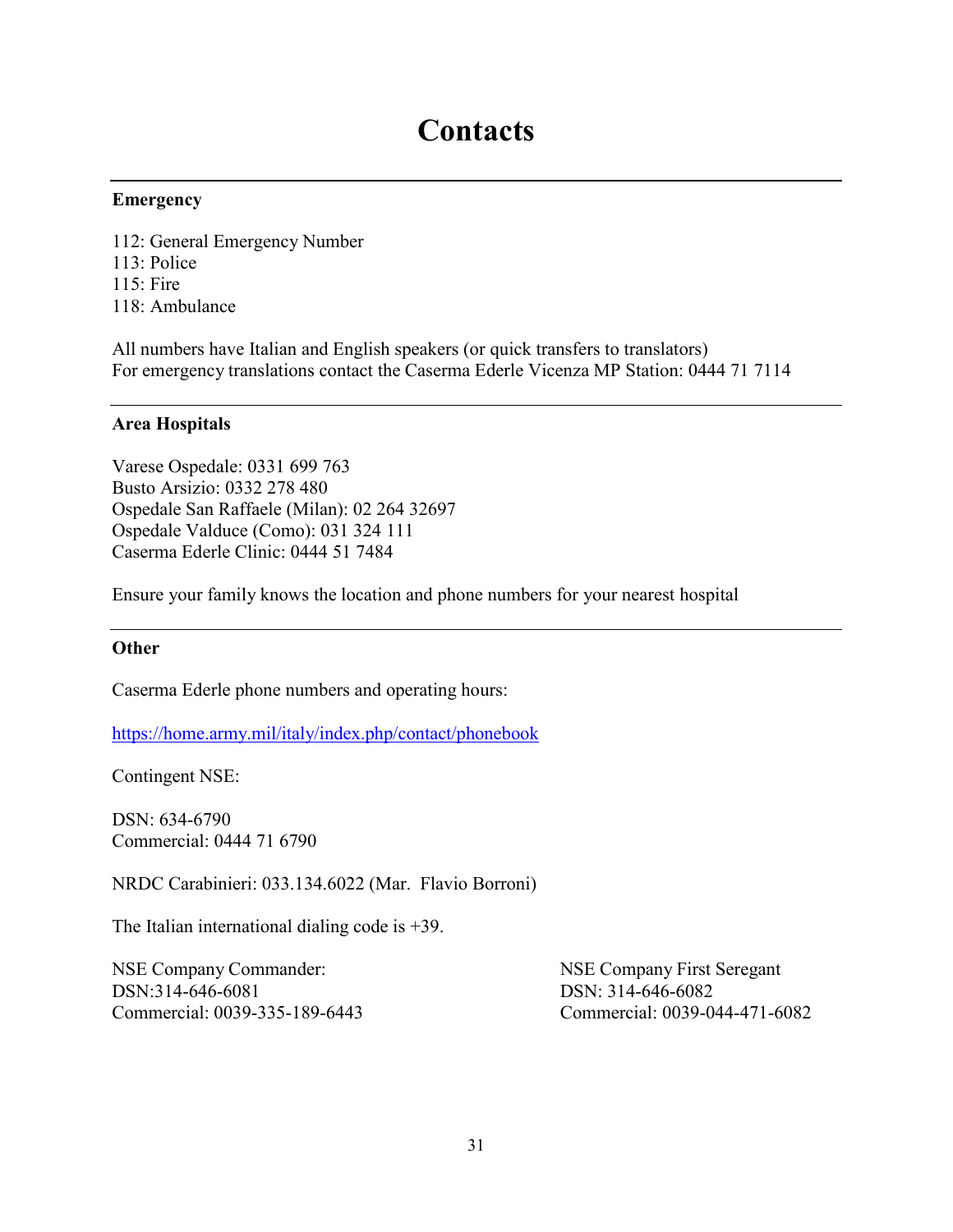# Contacts

---

**Emergency**

112: General Emergency Number
113: Police
115: Fire
118: Ambulance

All numbers have Italian and English speakers (or quick transfers to translators)
For emergency translations contact the Caserma Ederle Vicenza MP Station: 0444 71 7114

---

**Area Hospitals**

Varese Ospedale: 0331 699 763
Busto Arsizio: 0332 278 480
Ospedale San Raffaele (Milan): 02 264 32697
Ospedale Valduce (Como): 031 324 111
Caserma Ederle Clinic: 0444 51 7484

Ensure your family knows the location and phone numbers for your nearest hospital

---

**Other**

Caserma Ederle phone numbers and operating hours:

https://home.army.mil/italy/index.php/contact/phonebook

Contingent NSE:

DSN: 634-6790
Commercial: 0444 71 6790

NRDC Carabinieri: 033.134.6022 (Mar.  Flavio Borroni)

The Italian international dialing code is +39.

NSE Company Commander:
DSN:314-646-6081
Commercial: 0039-335-189-6443

NSE Company First Seregant
DSN: 314-646-6082
Commercial: 0039-044-471-6082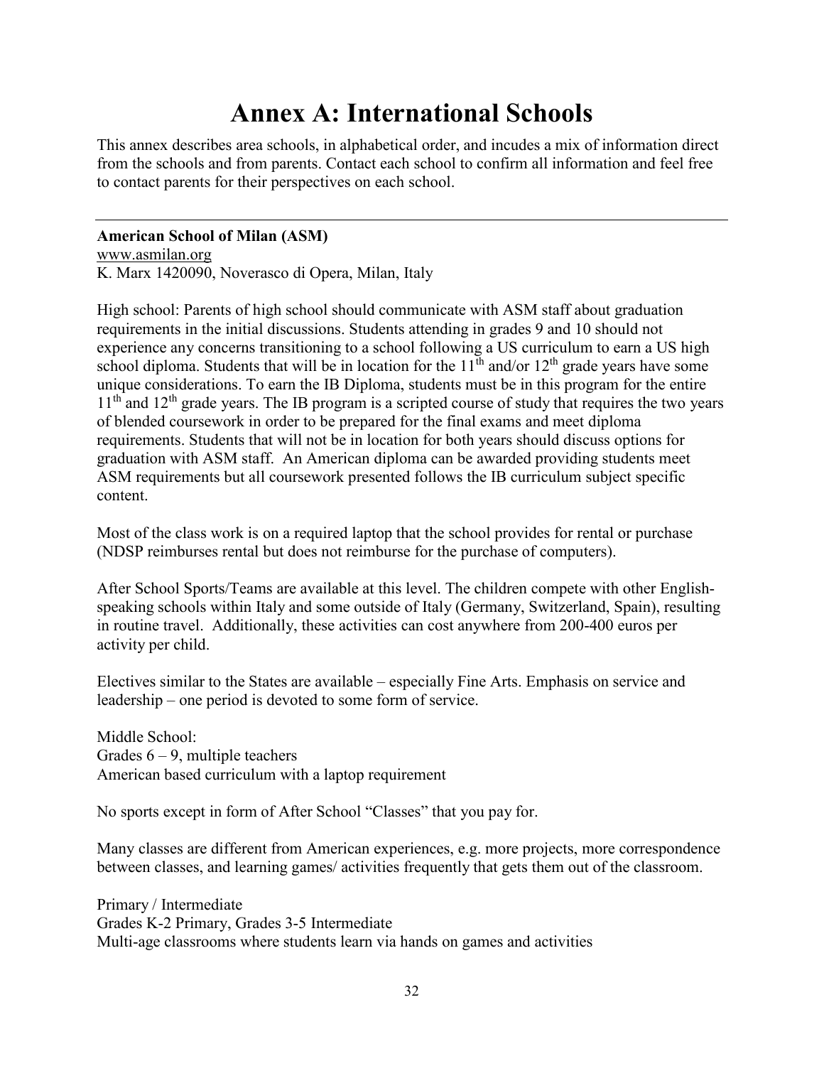# Annex A: International Schools

This annex describes area schools, in alphabetical order, and incudes a mix of information direct from the schools and from parents. Contact each school to confirm all information and feel free to contact parents for their perspectives on each school.

---

**American School of Milan (ASM)**
www.asmilan.org
K. Marx 1420090, Noverasco di Opera, Milan, Italy

High school: Parents of high school should communicate with ASM staff about graduation requirements in the initial discussions. Students attending in grades 9 and 10 should not experience any concerns transitioning to a school following a US curriculum to earn a US high school diploma. Students that will be in location for the 11th and/or 12th grade years have some unique considerations. To earn the IB Diploma, students must be in this program for the entire 11th and 12th grade years. The IB program is a scripted course of study that requires the two years of blended coursework in order to be prepared for the final exams and meet diploma requirements. Students that will not be in location for both years should discuss options for graduation with ASM staff. An American diploma can be awarded providing students meet ASM requirements but all coursework presented follows the IB curriculum subject specific content.

Most of the class work is on a required laptop that the school provides for rental or purchase (NDSP reimburses rental but does not reimburse for the purchase of computers).

After School Sports/Teams are available at this level. The children compete with other English-speaking schools within Italy and some outside of Italy (Germany, Switzerland, Spain), resulting in routine travel. Additionally, these activities can cost anywhere from 200-400 euros per activity per child.

Electives similar to the States are available – especially Fine Arts. Emphasis on service and leadership – one period is devoted to some form of service.

Middle School:
Grades 6 – 9, multiple teachers
American based curriculum with a laptop requirement

No sports except in form of After School "Classes" that you pay for.

Many classes are different from American experiences, e.g. more projects, more correspondence between classes, and learning games/ activities frequently that gets them out of the classroom.

Primary / Intermediate
Grades K-2 Primary, Grades 3-5 Intermediate
Multi-age classrooms where students learn via hands on games and activities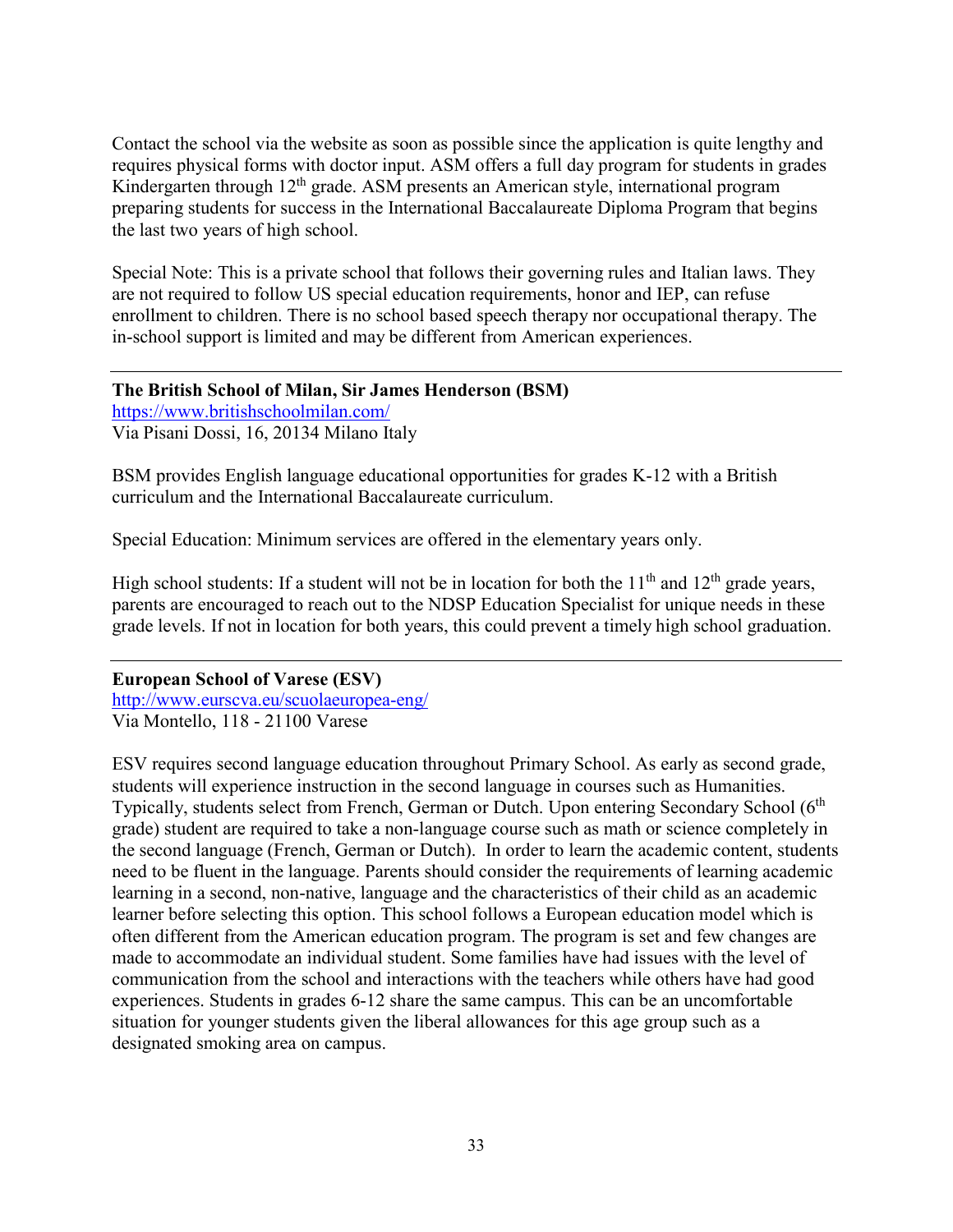Contact the school via the website as soon as possible since the application is quite lengthy and requires physical forms with doctor input. ASM offers a full day program for students in grades Kindergarten through 12th grade. ASM presents an American style, international program preparing students for success in the International Baccalaureate Diploma Program that begins the last two years of high school.

Special Note: This is a private school that follows their governing rules and Italian laws. They are not required to follow US special education requirements, honor and IEP, can refuse enrollment to children. There is no school based speech therapy nor occupational therapy. The in-school support is limited and may be different from American experiences.

---

**The British School of Milan, Sir James Henderson (BSM)**
https://www.britishschoolmilan.com/
Via Pisani Dossi, 16, 20134 Milano Italy

BSM provides English language educational opportunities for grades K-12 with a British curriculum and the International Baccalaureate curriculum.

Special Education: Minimum services are offered in the elementary years only.

High school students: If a student will not be in location for both the 11th and 12th grade years, parents are encouraged to reach out to the NDSP Education Specialist for unique needs in these grade levels. If not in location for both years, this could prevent a timely high school graduation.

---

**European School of Varese (ESV)**
http://www.eurscva.eu/scuolaeuropea-eng/
Via Montello, 118 - 21100 Varese

ESV requires second language education throughout Primary School. As early as second grade, students will experience instruction in the second language in courses such as Humanities. Typically, students select from French, German or Dutch. Upon entering Secondary School (6th grade) student are required to take a non-language course such as math or science completely in the second language (French, German or Dutch). In order to learn the academic content, students need to be fluent in the language. Parents should consider the requirements of learning academic learning in a second, non-native, language and the characteristics of their child as an academic learner before selecting this option. This school follows a European education model which is often different from the American education program. The program is set and few changes are made to accommodate an individual student. Some families have had issues with the level of communication from the school and interactions with the teachers while others have had good experiences. Students in grades 6-12 share the same campus. This can be an uncomfortable situation for younger students given the liberal allowances for this age group such as a designated smoking area on campus.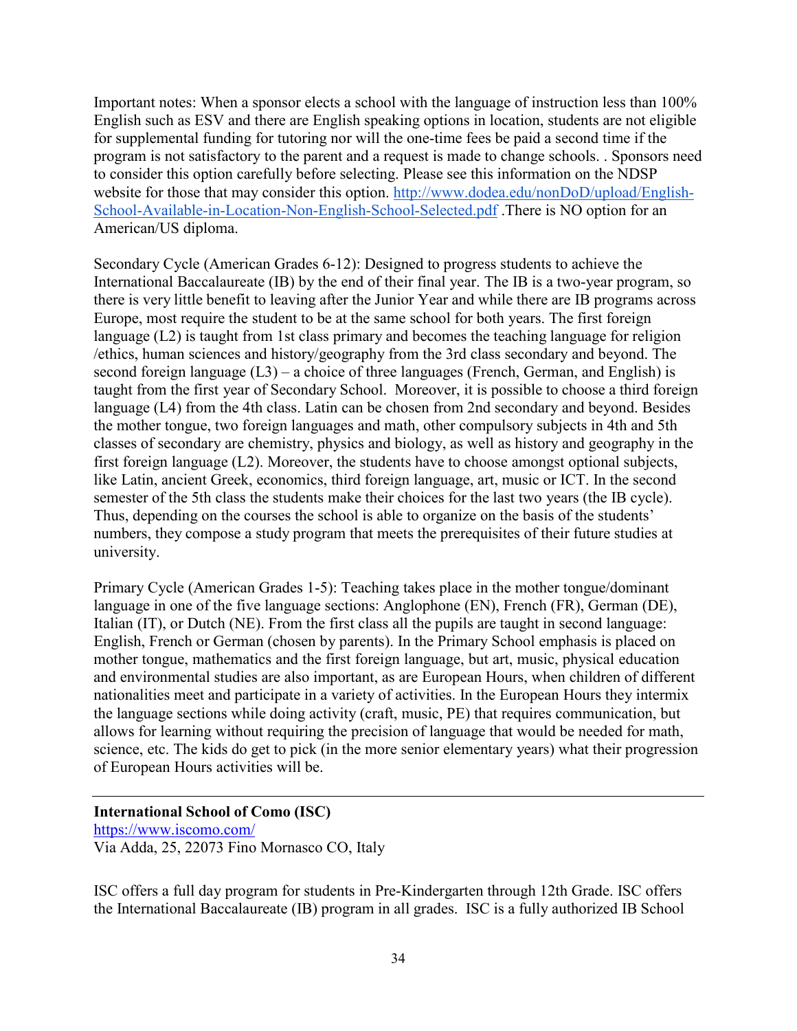Important notes: When a sponsor elects a school with the language of instruction less than 100% English such as ESV and there are English speaking options in location, students are not eligible for supplemental funding for tutoring nor will the one-time fees be paid a second time if the program is not satisfactory to the parent and a request is made to change schools. . Sponsors need to consider this option carefully before selecting. Please see this information on the NDSP website for those that may consider this option. [http://www.dodea.edu/nonDoD/upload/English-School-Available-in-Location-Non-English-School-Selected.pdf](http://www.dodea.edu/nonDoD/upload/English-School-Available-in-Location-Non-English-School-Selected.pdf) .There is NO option for an American/US diploma.

Secondary Cycle (American Grades 6-12): Designed to progress students to achieve the International Baccalaureate (IB) by the end of their final year. The IB is a two-year program, so there is very little benefit to leaving after the Junior Year and while there are IB programs across Europe, most require the student to be at the same school for both years. The first foreign language (L2) is taught from 1st class primary and becomes the teaching language for religion /ethics, human sciences and history/geography from the 3rd class secondary and beyond. The second foreign language (L3) – a choice of three languages (French, German, and English) is taught from the first year of Secondary School. Moreover, it is possible to choose a third foreign language (L4) from the 4th class. Latin can be chosen from 2nd secondary and beyond. Besides the mother tongue, two foreign languages and math, other compulsory subjects in 4th and 5th classes of secondary are chemistry, physics and biology, as well as history and geography in the first foreign language (L2). Moreover, the students have to choose amongst optional subjects, like Latin, ancient Greek, economics, third foreign language, art, music or ICT. In the second semester of the 5th class the students make their choices for the last two years (the IB cycle). Thus, depending on the courses the school is able to organize on the basis of the students' numbers, they compose a study program that meets the prerequisites of their future studies at university.

Primary Cycle (American Grades 1-5): Teaching takes place in the mother tongue/dominant language in one of the five language sections: Anglophone (EN), French (FR), German (DE), Italian (IT), or Dutch (NE). From the first class all the pupils are taught in second language: English, French or German (chosen by parents). In the Primary School emphasis is placed on mother tongue, mathematics and the first foreign language, but art, music, physical education and environmental studies are also important, as are European Hours, when children of different nationalities meet and participate in a variety of activities. In the European Hours they intermix the language sections while doing activity (craft, music, PE) that requires communication, but allows for learning without requiring the precision of language that would be needed for math, science, etc. The kids do get to pick (in the more senior elementary years) what their progression of European Hours activities will be.

---

**International School of Como (ISC)**
[https://www.iscomo.com/](https://www.iscomo.com/)
Via Adda, 25, 22073 Fino Mornasco CO, Italy

ISC offers a full day program for students in Pre-Kindergarten through 12th Grade. ISC offers the International Baccalaureate (IB) program in all grades. ISC is a fully authorized IB School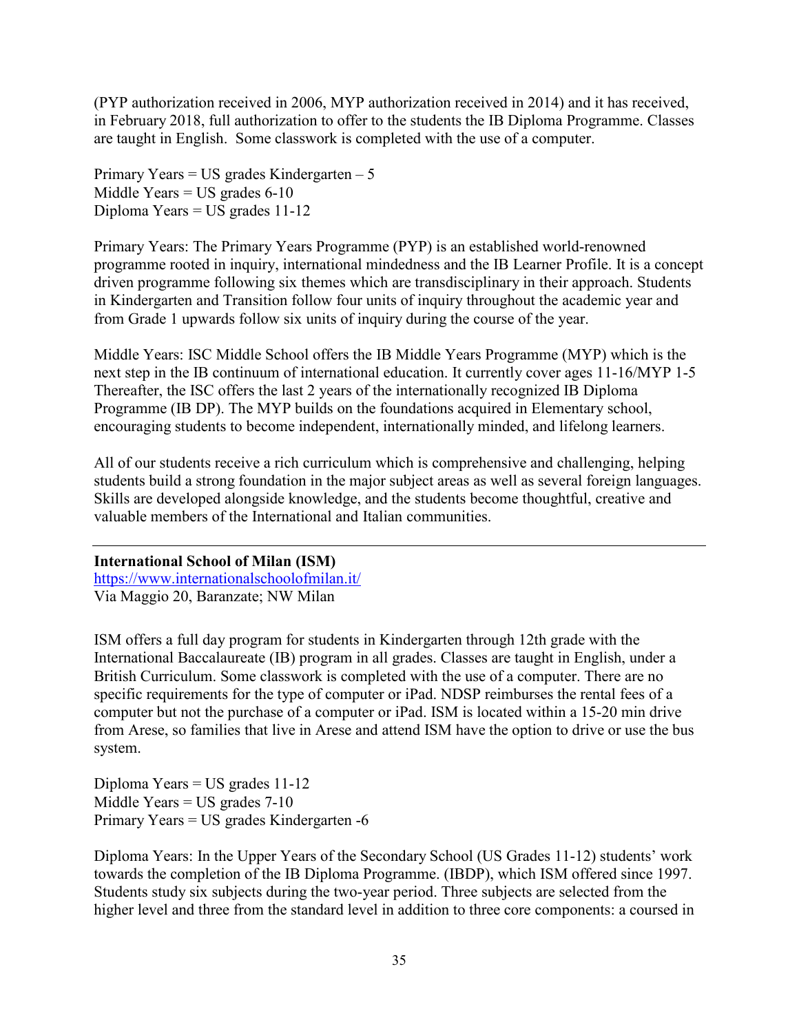(PYP authorization received in 2006, MYP authorization received in 2014) and it has received, in February 2018, full authorization to offer to the students the IB Diploma Programme. Classes are taught in English. Some classwork is completed with the use of a computer.

Primary Years = US grades Kindergarten – 5
Middle Years = US grades 6-10
Diploma Years = US grades 11-12

Primary Years: The Primary Years Programme (PYP) is an established world-renowned programme rooted in inquiry, international mindedness and the IB Learner Profile. It is a concept driven programme following six themes which are transdisciplinary in their approach. Students in Kindergarten and Transition follow four units of inquiry throughout the academic year and from Grade 1 upwards follow six units of inquiry during the course of the year.

Middle Years: ISC Middle School offers the IB Middle Years Programme (MYP) which is the next step in the IB continuum of international education. It currently cover ages 11-16/MYP 1-5 Thereafter, the ISC offers the last 2 years of the internationally recognized IB Diploma Programme (IB DP). The MYP builds on the foundations acquired in Elementary school, encouraging students to become independent, internationally minded, and lifelong learners.

All of our students receive a rich curriculum which is comprehensive and challenging, helping students build a strong foundation in the major subject areas as well as several foreign languages. Skills are developed alongside knowledge, and the students become thoughtful, creative and valuable members of the International and Italian communities.

---

**International School of Milan (ISM)**
https://www.internationalschoolofmilan.it/
Via Maggio 20, Baranzate; NW Milan

ISM offers a full day program for students in Kindergarten through 12th grade with the International Baccalaureate (IB) program in all grades. Classes are taught in English, under a British Curriculum. Some classwork is completed with the use of a computer. There are no specific requirements for the type of computer or iPad. NDSP reimburses the rental fees of a computer but not the purchase of a computer or iPad. ISM is located within a 15-20 min drive from Arese, so families that live in Arese and attend ISM have the option to drive or use the bus system.

Diploma Years = US grades 11-12
Middle Years = US grades 7-10
Primary Years = US grades Kindergarten -6

Diploma Years: In the Upper Years of the Secondary School (US Grades 11-12) students' work towards the completion of the IB Diploma Programme. (IBDP), which ISM offered since 1997. Students study six subjects during the two-year period. Three subjects are selected from the higher level and three from the standard level in addition to three core components: a coursed in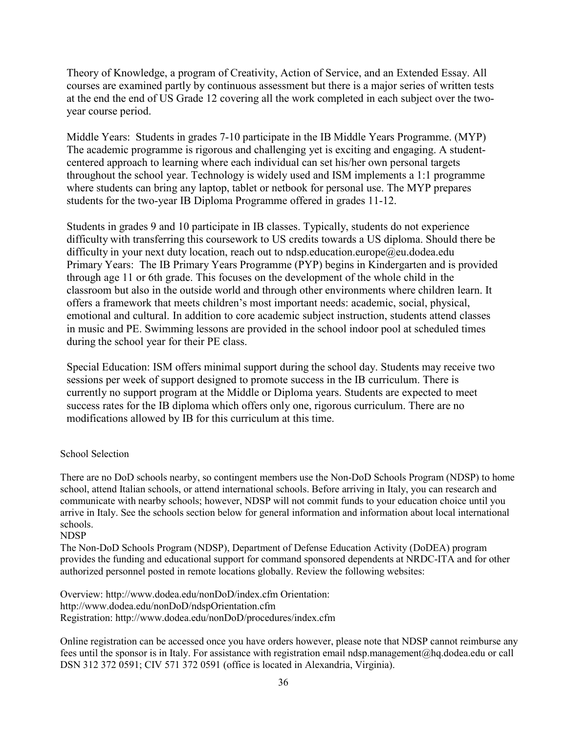Theory of Knowledge, a program of Creativity, Action of Service, and an Extended Essay. All courses are examined partly by continuous assessment but there is a major series of written tests at the end the end of US Grade 12 covering all the work completed in each subject over the two-year course period.

Middle Years: Students in grades 7-10 participate in the IB Middle Years Programme. (MYP) The academic programme is rigorous and challenging yet is exciting and engaging. A student-centered approach to learning where each individual can set his/her own personal targets throughout the school year. Technology is widely used and ISM implements a 1:1 programme where students can bring any laptop, tablet or netbook for personal use. The MYP prepares students for the two-year IB Diploma Programme offered in grades 11-12.

Students in grades 9 and 10 participate in IB classes. Typically, students do not experience difficulty with transferring this coursework to US credits towards a US diploma. Should there be difficulty in your next duty location, reach out to ndsp.education.europe@eu.dodea.edu
Primary Years: The IB Primary Years Programme (PYP) begins in Kindergarten and is provided through age 11 or 6th grade. This focuses on the development of the whole child in the classroom but also in the outside world and through other environments where children learn. It offers a framework that meets children's most important needs: academic, social, physical, emotional and cultural. In addition to core academic subject instruction, students attend classes in music and PE. Swimming lessons are provided in the school indoor pool at scheduled times during the school year for their PE class.

Special Education: ISM offers minimal support during the school day. Students may receive two sessions per week of support designed to promote success in the IB curriculum. There is currently no support program at the Middle or Diploma years. Students are expected to meet success rates for the IB diploma which offers only one, rigorous curriculum. There are no modifications allowed by IB for this curriculum at this time.

School Selection

There are no DoD schools nearby, so contingent members use the Non-DoD Schools Program (NDSP) to home school, attend Italian schools, or attend international schools. Before arriving in Italy, you can research and communicate with nearby schools; however, NDSP will not commit funds to your education choice until you arrive in Italy. See the schools section below for general information and information about local international schools.

NDSP

The Non-DoD Schools Program (NDSP), Department of Defense Education Activity (DoDEA) program provides the funding and educational support for command sponsored dependents at NRDC-ITA and for other authorized personnel posted in remote locations globally. Review the following websites:

Overview: http://www.dodea.edu/nonDoD/index.cfm Orientation:
http://www.dodea.edu/nonDoD/ndspOrientation.cfm
Registration: http://www.dodea.edu/nonDoD/procedures/index.cfm

Online registration can be accessed once you have orders however, please note that NDSP cannot reimburse any fees until the sponsor is in Italy. For assistance with registration email ndsp.management@hq.dodea.edu or call DSN 312 372 0591; CIV 571 372 0591 (office is located in Alexandria, Virginia).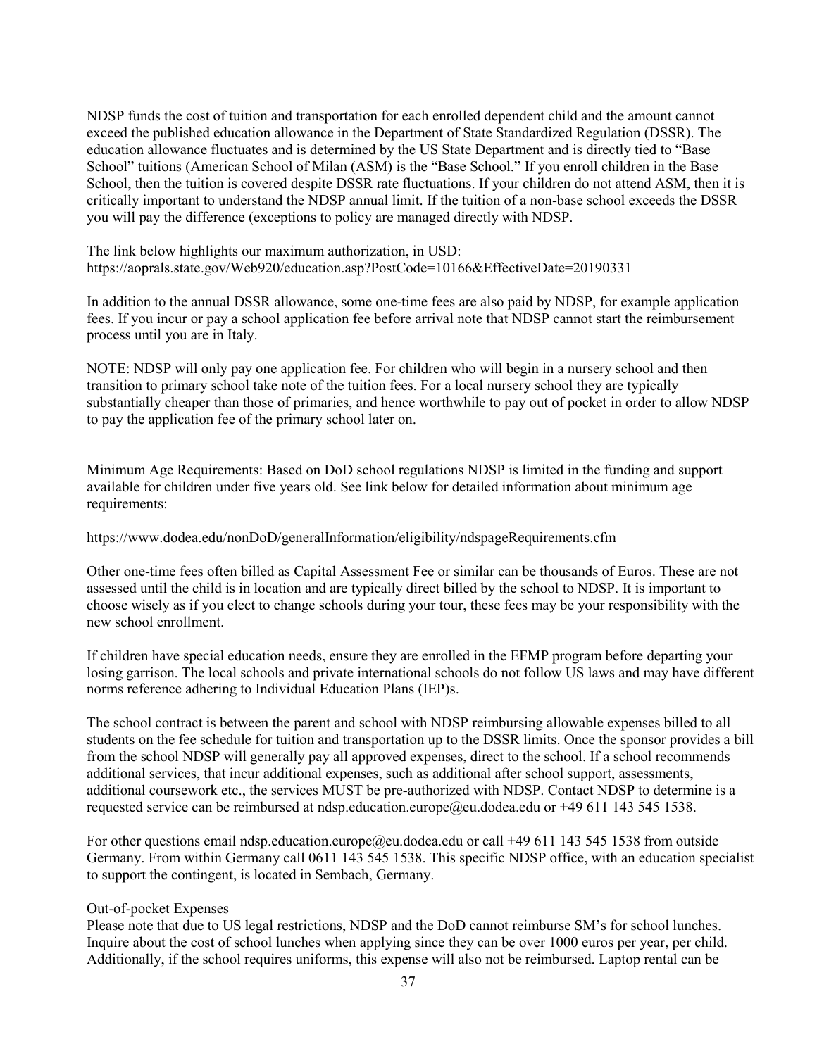NDSP funds the cost of tuition and transportation for each enrolled dependent child and the amount cannot exceed the published education allowance in the Department of State Standardized Regulation (DSSR). The education allowance fluctuates and is determined by the US State Department and is directly tied to "Base School" tuitions (American School of Milan (ASM) is the "Base School." If you enroll children in the Base School, then the tuition is covered despite DSSR rate fluctuations. If your children do not attend ASM, then it is critically important to understand the NDSP annual limit. If the tuition of a non-base school exceeds the DSSR you will pay the difference (exceptions to policy are managed directly with NDSP.

The link below highlights our maximum authorization, in USD:
https://aoprals.state.gov/Web920/education.asp?PostCode=10166&EffectiveDate=20190331

In addition to the annual DSSR allowance, some one-time fees are also paid by NDSP, for example application fees. If you incur or pay a school application fee before arrival note that NDSP cannot start the reimbursement process until you are in Italy.

NOTE: NDSP will only pay one application fee. For children who will begin in a nursery school and then transition to primary school take note of the tuition fees. For a local nursery school they are typically substantially cheaper than those of primaries, and hence worthwhile to pay out of pocket in order to allow NDSP to pay the application fee of the primary school later on.

Minimum Age Requirements: Based on DoD school regulations NDSP is limited in the funding and support available for children under five years old. See link below for detailed information about minimum age requirements:

https://www.dodea.edu/nonDoD/generalInformation/eligibility/ndspageRequirements.cfm

Other one-time fees often billed as Capital Assessment Fee or similar can be thousands of Euros. These are not assessed until the child is in location and are typically direct billed by the school to NDSP. It is important to choose wisely as if you elect to change schools during your tour, these fees may be your responsibility with the new school enrollment.

If children have special education needs, ensure they are enrolled in the EFMP program before departing your losing garrison. The local schools and private international schools do not follow US laws and may have different norms reference adhering to Individual Education Plans (IEP)s.

The school contract is between the parent and school with NDSP reimbursing allowable expenses billed to all students on the fee schedule for tuition and transportation up to the DSSR limits. Once the sponsor provides a bill from the school NDSP will generally pay all approved expenses, direct to the school. If a school recommends additional services, that incur additional expenses, such as additional after school support, assessments, additional coursework etc., the services MUST be pre-authorized with NDSP. Contact NDSP to determine is a requested service can be reimbursed at ndsp.education.europe@eu.dodea.edu or +49 611 143 545 1538.

For other questions email ndsp.education.europe@eu.dodea.edu or call +49 611 143 545 1538 from outside Germany. From within Germany call 0611 143 545 1538. This specific NDSP office, with an education specialist to support the contingent, is located in Sembach, Germany.

Out-of-pocket Expenses

Please note that due to US legal restrictions, NDSP and the DoD cannot reimburse SM's for school lunches. Inquire about the cost of school lunches when applying since they can be over 1000 euros per year, per child. Additionally, if the school requires uniforms, this expense will also not be reimbursed. Laptop rental can be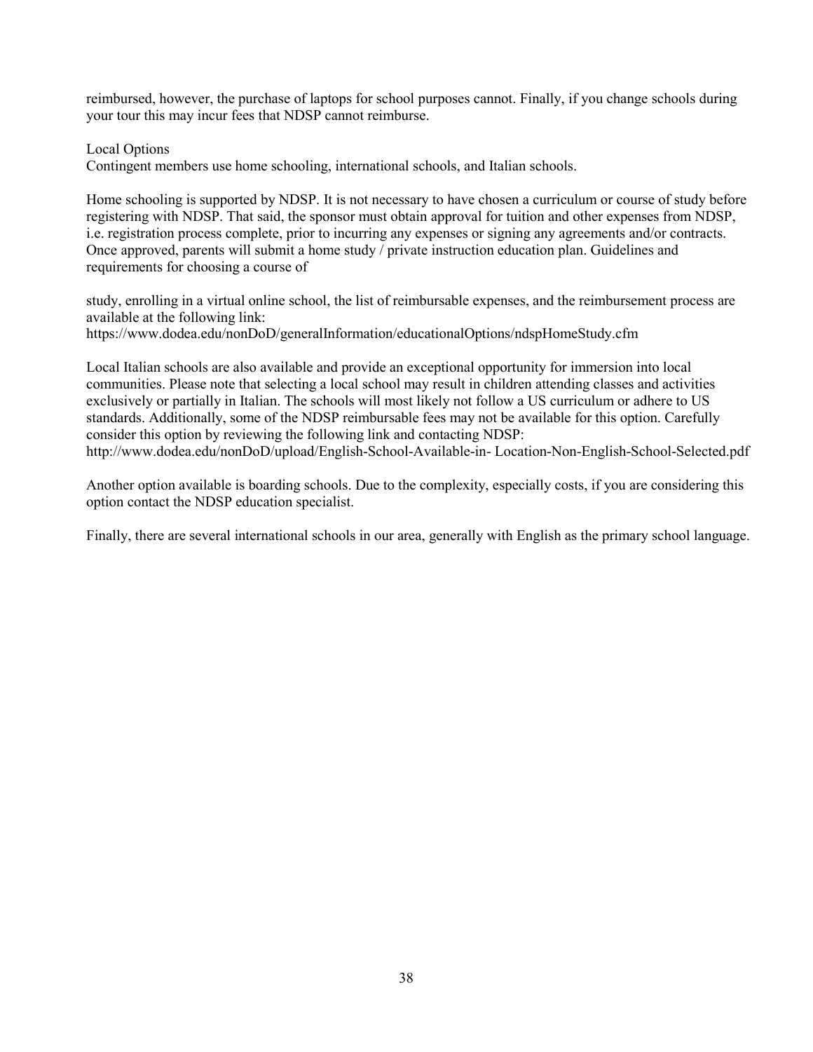reimbursed, however, the purchase of laptops for school purposes cannot. Finally, if you change schools during your tour this may incur fees that NDSP cannot reimburse.

Local Options

Contingent members use home schooling, international schools, and Italian schools.

Home schooling is supported by NDSP. It is not necessary to have chosen a curriculum or course of study before registering with NDSP. That said, the sponsor must obtain approval for tuition and other expenses from NDSP, i.e. registration process complete, prior to incurring any expenses or signing any agreements and/or contracts. Once approved, parents will submit a home study / private instruction education plan. Guidelines and requirements for choosing a course of

study, enrolling in a virtual online school, the list of reimbursable expenses, and the reimbursement process are available at the following link:
https://www.dodea.edu/nonDoD/generalInformation/educationalOptions/ndspHomeStudy.cfm

Local Italian schools are also available and provide an exceptional opportunity for immersion into local communities. Please note that selecting a local school may result in children attending classes and activities exclusively or partially in Italian. The schools will most likely not follow a US curriculum or adhere to US standards. Additionally, some of the NDSP reimbursable fees may not be available for this option. Carefully consider this option by reviewing the following link and contacting NDSP:
http://www.dodea.edu/nonDoD/upload/English-School-Available-in- Location-Non-English-School-Selected.pdf

Another option available is boarding schools. Due to the complexity, especially costs, if you are considering this option contact the NDSP education specialist.

Finally, there are several international schools in our area, generally with English as the primary school language.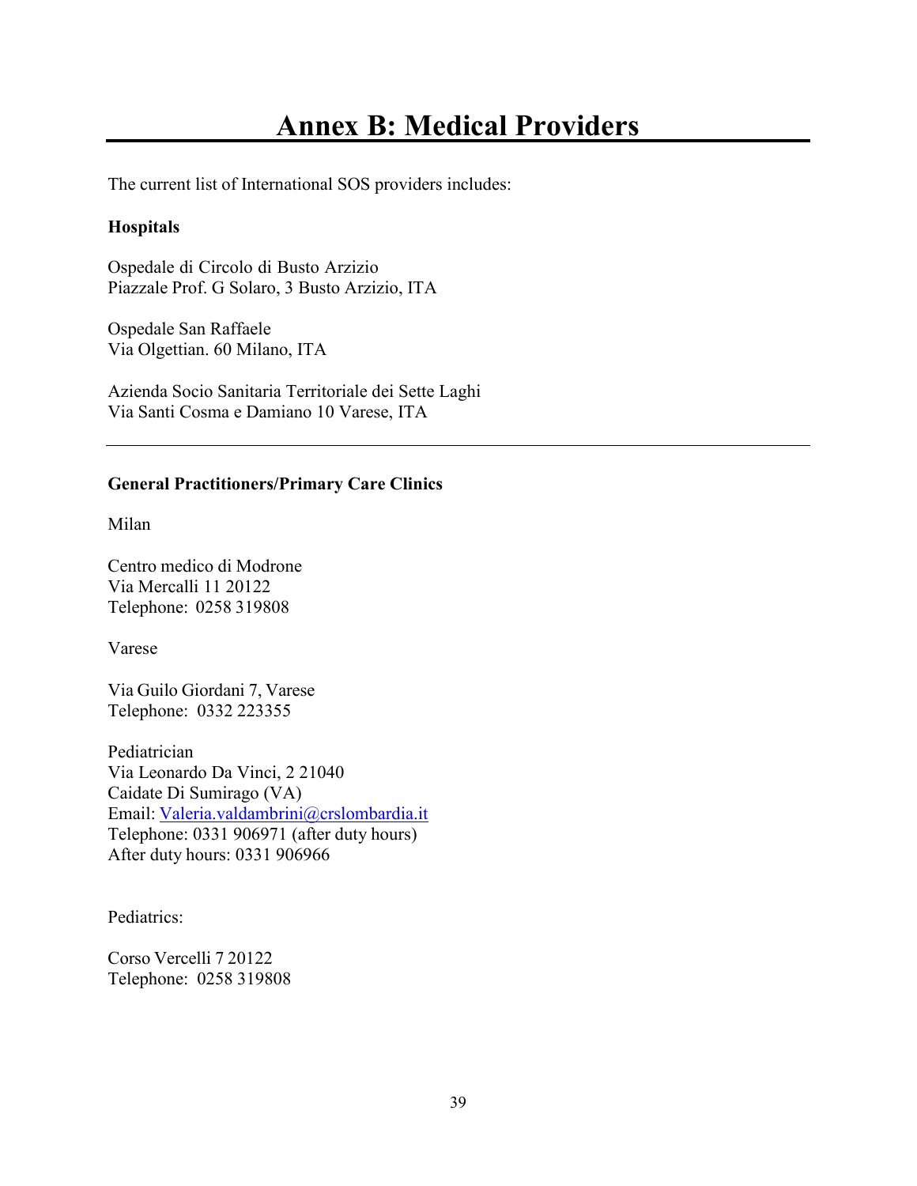# Annex B: Medical Providers

The current list of International SOS providers includes:

**Hospitals**

Ospedale di Circolo di Busto Arzizio
Piazzale Prof. G Solaro, 3 Busto Arzizio, ITA

Ospedale San Raffaele
Via Olgettian. 60 Milano, ITA

Azienda Socio Sanitaria Territoriale dei Sette Laghi
Via Santi Cosma e Damiano 10 Varese, ITA

---

**General Practitioners/Primary Care Clinics**

Milan

Centro medico di Modrone
Via Mercalli 11 20122
Telephone: 0258 319808

Varese

Via Guilo Giordani 7, Varese
Telephone: 0332 223355

Pediatrician
Via Leonardo Da Vinci, 2 21040
Caidate Di Sumirago (VA)
Email: Valeria.valdambrini@crslombardia.it
Telephone: 0331 906971 (after duty hours)
After duty hours: 0331 906966

Pediatrics:

Corso Vercelli 7 20122
Telephone: 0258 319808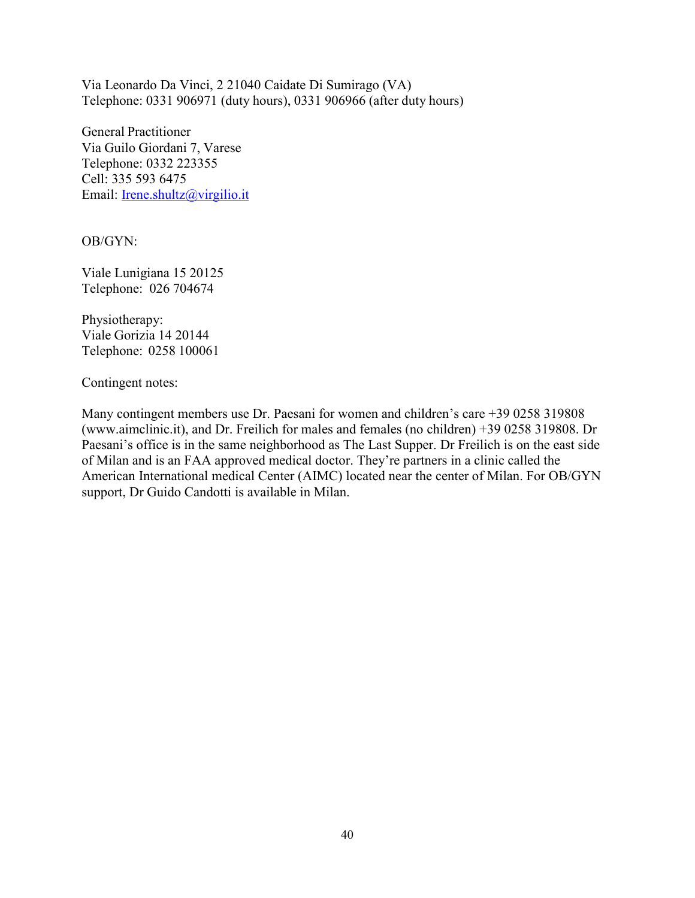Via Leonardo Da Vinci, 2 21040 Caidate Di Sumirago (VA)
Telephone: 0331 906971 (duty hours), 0331 906966 (after duty hours)

General Practitioner
Via Guilo Giordani 7, Varese
Telephone: 0332 223355
Cell: 335 593 6475
Email: Irene.shultz@virgilio.it

OB/GYN:

Viale Lunigiana 15 20125
Telephone: 026 704674

Physiotherapy:
Viale Gorizia 14 20144
Telephone: 0258 100061

Contingent notes:

Many contingent members use Dr. Paesani for women and children's care +39 0258 319808 (www.aimclinic.it), and Dr. Freilich for males and females (no children) +39 0258 319808. Dr Paesani's office is in the same neighborhood as The Last Supper. Dr Freilich is on the east side of Milan and is an FAA approved medical doctor. They're partners in a clinic called the American International medical Center (AIMC) located near the center of Milan. For OB/GYN support, Dr Guido Candotti is available in Milan.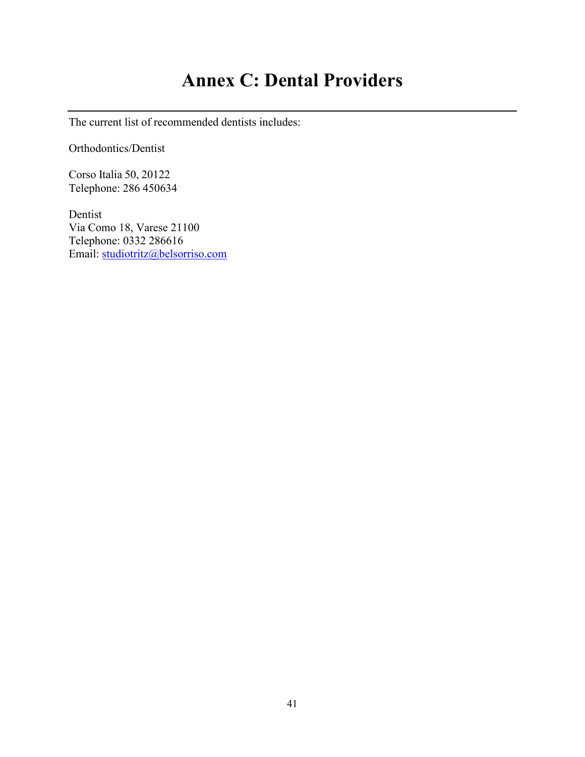# Annex C: Dental Providers

---

The current list of recommended dentists includes:

Orthodontics/Dentist

Corso Italia 50, 20122
Telephone: 286 450634

Dentist
Via Como 18, Varese 21100
Telephone: 0332 286616
Email: studiotritz@belsorriso.com